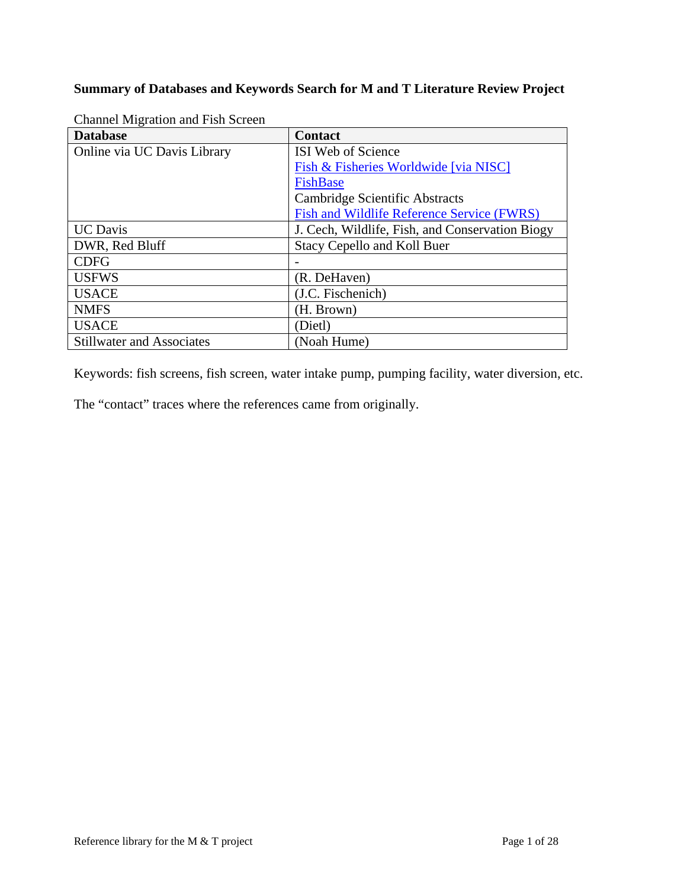**Summary of Databases and Keywords Search for M and T Literature Review Project**

Channel Migration and Fish Screen

| Database | Contact |
| --- | --- |
| Online via UC Davis Library | ISI Web of Science<br>Fish & Fisheries Worldwide [via NISC]<br>FishBase<br>Cambridge Scientific Abstracts<br>Fish and Wildlife Reference Service (FWRS) |
| UC Davis | J. Cech, Wildlife, Fish, and Conservation Biogy |
| DWR, Red Bluff | Stacy Cepello and Koll Buer |
| CDFG | - |
| USFWS | (R. DeHaven) |
| USACE | (J.C. Fischenich) |
| NMFS | (H. Brown) |
| USACE | (Dietl) |
| Stillwater and Associates | (Noah Hume) |

Keywords: fish screens, fish screen, water intake pump, pumping facility, water diversion, etc.

The "contact" traces where the references came from originally.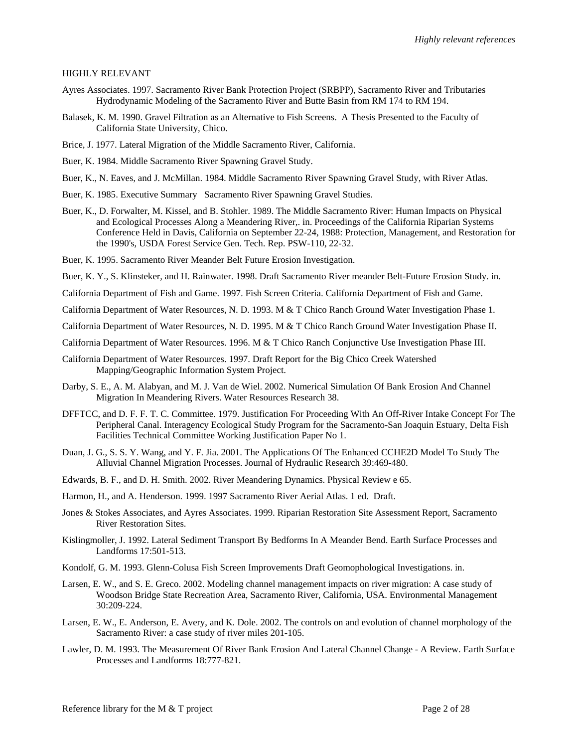HIGHLY RELEVANT

Ayres Associates. 1997. Sacramento River Bank Protection Project (SRBPP), Sacramento River and Tributaries Hydrodynamic Modeling of the Sacramento River and Butte Basin from RM 174 to RM 194.

Balasek, K. M. 1990. Gravel Filtration as an Alternative to Fish Screens. A Thesis Presented to the Faculty of California State University, Chico.

Brice, J. 1977. Lateral Migration of the Middle Sacramento River, California.

Buer, K. 1984. Middle Sacramento River Spawning Gravel Study.

Buer, K., N. Eaves, and J. McMillan. 1984. Middle Sacramento River Spawning Gravel Study, with River Atlas.

Buer, K. 1985. Executive Summary Sacramento River Spawning Gravel Studies.

Buer, K., D. Forwalter, M. Kissel, and B. Stohler. 1989. The Middle Sacramento River: Human Impacts on Physical and Ecological Processes Along a Meandering River,. in. Proceedings of the California Riparian Systems Conference Held in Davis, California on September 22-24, 1988: Protection, Management, and Restoration for the 1990's, USDA Forest Service Gen. Tech. Rep. PSW-110, 22-32.

Buer, K. 1995. Sacramento River Meander Belt Future Erosion Investigation.

Buer, K. Y., S. Klinsteker, and H. Rainwater. 1998. Draft Sacramento River meander Belt-Future Erosion Study. in.

California Department of Fish and Game. 1997. Fish Screen Criteria. California Department of Fish and Game.

California Department of Water Resources, N. D. 1993. M & T Chico Ranch Ground Water Investigation Phase 1.

California Department of Water Resources, N. D. 1995. M & T Chico Ranch Ground Water Investigation Phase II.

California Department of Water Resources. 1996. M & T Chico Ranch Conjunctive Use Investigation Phase III.

California Department of Water Resources. 1997. Draft Report for the Big Chico Creek Watershed Mapping/Geographic Information System Project.

Darby, S. E., A. M. Alabyan, and M. J. Van de Wiel. 2002. Numerical Simulation Of Bank Erosion And Channel Migration In Meandering Rivers. Water Resources Research 38.

DFFTCC, and D. F. F. T. C. Committee. 1979. Justification For Proceeding With An Off-River Intake Concept For The Peripheral Canal. Interagency Ecological Study Program for the Sacramento-San Joaquin Estuary, Delta Fish Facilities Technical Committee Working Justification Paper No 1.

Duan, J. G., S. S. Y. Wang, and Y. F. Jia. 2001. The Applications Of The Enhanced CCHE2D Model To Study The Alluvial Channel Migration Processes. Journal of Hydraulic Research 39:469-480.

Edwards, B. F., and D. H. Smith. 2002. River Meandering Dynamics. Physical Review e 65.

Harmon, H., and A. Henderson. 1999. 1997 Sacramento River Aerial Atlas. 1 ed. Draft.

Jones & Stokes Associates, and Ayres Associates. 1999. Riparian Restoration Site Assessment Report, Sacramento River Restoration Sites.

Kislingmoller, J. 1992. Lateral Sediment Transport By Bedforms In A Meander Bend. Earth Surface Processes and Landforms 17:501-513.

Kondolf, G. M. 1993. Glenn-Colusa Fish Screen Improvements Draft Geomophological Investigations. in.

Larsen, E. W., and S. E. Greco. 2002. Modeling channel management impacts on river migration: A case study of Woodson Bridge State Recreation Area, Sacramento River, California, USA. Environmental Management 30:209-224.

Larsen, E. W., E. Anderson, E. Avery, and K. Dole. 2002. The controls on and evolution of channel morphology of the Sacramento River: a case study of river miles 201-105.

Lawler, D. M. 1993. The Measurement Of River Bank Erosion And Lateral Channel Change - A Review. Earth Surface Processes and Landforms 18:777-821.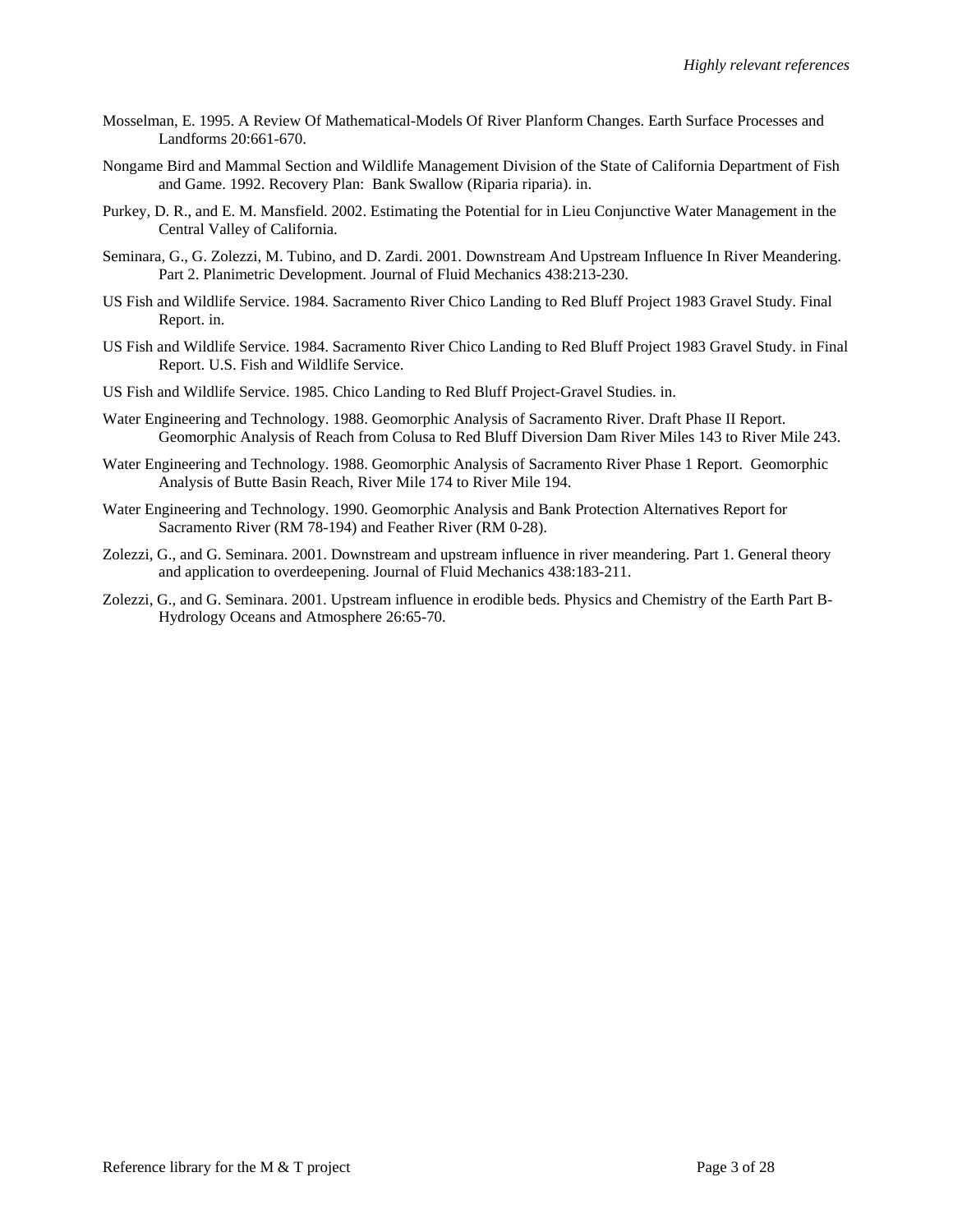Mosselman, E. 1995. A Review Of Mathematical-Models Of River Planform Changes. Earth Surface Processes and Landforms 20:661-670.

Nongame Bird and Mammal Section and Wildlife Management Division of the State of California Department of Fish and Game. 1992. Recovery Plan: Bank Swallow (Riparia riparia). in.

Purkey, D. R., and E. M. Mansfield. 2002. Estimating the Potential for in Lieu Conjunctive Water Management in the Central Valley of California.

Seminara, G., G. Zolezzi, M. Tubino, and D. Zardi. 2001. Downstream And Upstream Influence In River Meandering. Part 2. Planimetric Development. Journal of Fluid Mechanics 438:213-230.

US Fish and Wildlife Service. 1984. Sacramento River Chico Landing to Red Bluff Project 1983 Gravel Study. Final Report. in.

US Fish and Wildlife Service. 1984. Sacramento River Chico Landing to Red Bluff Project 1983 Gravel Study. in Final Report. U.S. Fish and Wildlife Service.

US Fish and Wildlife Service. 1985. Chico Landing to Red Bluff Project-Gravel Studies. in.

Water Engineering and Technology. 1988. Geomorphic Analysis of Sacramento River. Draft Phase II Report. Geomorphic Analysis of Reach from Colusa to Red Bluff Diversion Dam River Miles 143 to River Mile 243.

Water Engineering and Technology. 1988. Geomorphic Analysis of Sacramento River Phase 1 Report. Geomorphic Analysis of Butte Basin Reach, River Mile 174 to River Mile 194.

Water Engineering and Technology. 1990. Geomorphic Analysis and Bank Protection Alternatives Report for Sacramento River (RM 78-194) and Feather River (RM 0-28).

Zolezzi, G., and G. Seminara. 2001. Downstream and upstream influence in river meandering. Part 1. General theory and application to overdeepening. Journal of Fluid Mechanics 438:183-211.

Zolezzi, G., and G. Seminara. 2001. Upstream influence in erodible beds. Physics and Chemistry of the Earth Part B-Hydrology Oceans and Atmosphere 26:65-70.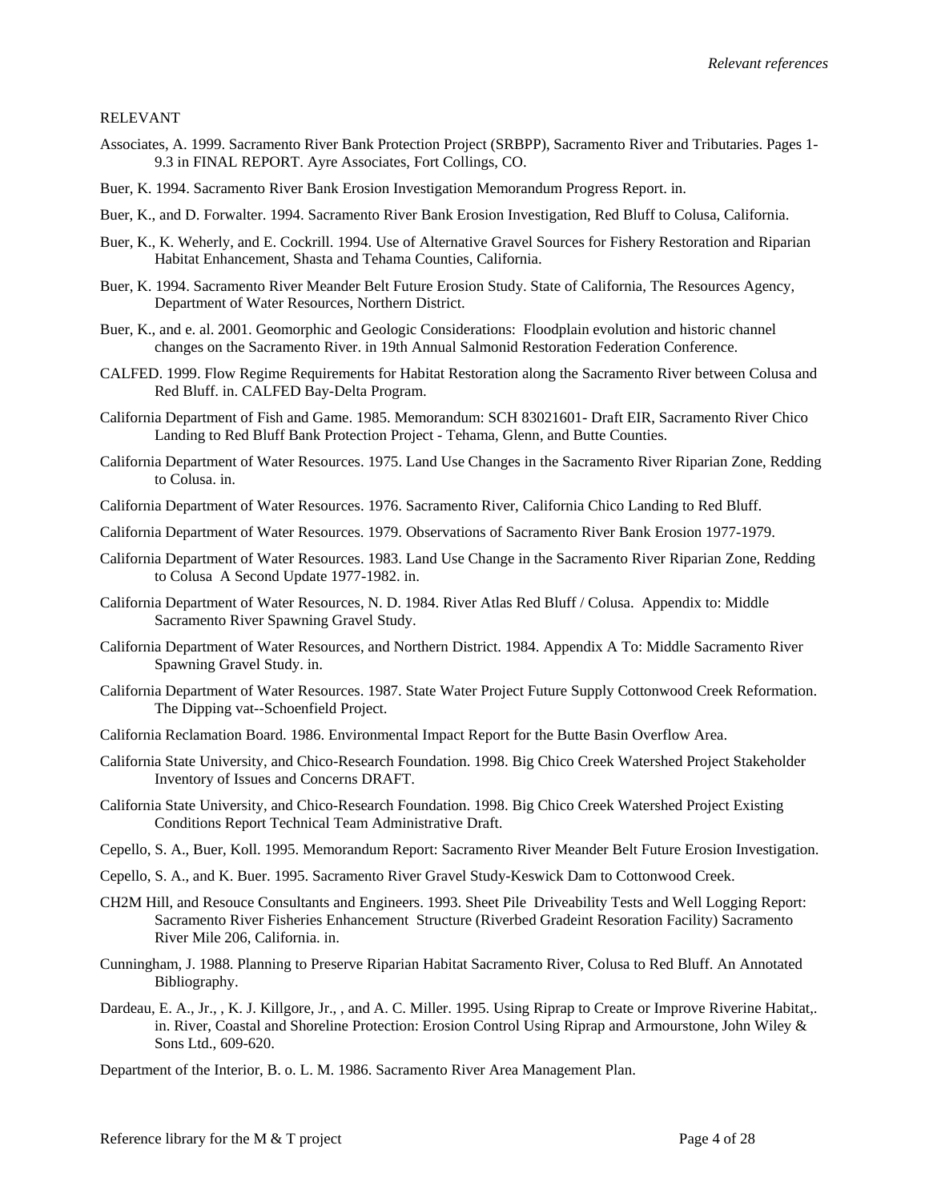RELEVANT

Associates, A. 1999. Sacramento River Bank Protection Project (SRBPP), Sacramento River and Tributaries. Pages 1-9.3 in FINAL REPORT. Ayre Associates, Fort Collings, CO.

Buer, K. 1994. Sacramento River Bank Erosion Investigation Memorandum Progress Report. in.

Buer, K., and D. Forwalter. 1994. Sacramento River Bank Erosion Investigation, Red Bluff to Colusa, California.

Buer, K., K. Weherly, and E. Cockrill. 1994. Use of Alternative Gravel Sources for Fishery Restoration and Riparian Habitat Enhancement, Shasta and Tehama Counties, California.

Buer, K. 1994. Sacramento River Meander Belt Future Erosion Study. State of California, The Resources Agency, Department of Water Resources, Northern District.

Buer, K., and e. al. 2001. Geomorphic and Geologic Considerations: Floodplain evolution and historic channel changes on the Sacramento River. in 19th Annual Salmonid Restoration Federation Conference.

CALFED. 1999. Flow Regime Requirements for Habitat Restoration along the Sacramento River between Colusa and Red Bluff. in. CALFED Bay-Delta Program.

California Department of Fish and Game. 1985. Memorandum: SCH 83021601- Draft EIR, Sacramento River Chico Landing to Red Bluff Bank Protection Project - Tehama, Glenn, and Butte Counties.

California Department of Water Resources. 1975. Land Use Changes in the Sacramento River Riparian Zone, Redding to Colusa. in.

California Department of Water Resources. 1976. Sacramento River, California Chico Landing to Red Bluff.

California Department of Water Resources. 1979. Observations of Sacramento River Bank Erosion 1977-1979.

California Department of Water Resources. 1983. Land Use Change in the Sacramento River Riparian Zone, Redding to Colusa A Second Update 1977-1982. in.

California Department of Water Resources, N. D. 1984. River Atlas Red Bluff / Colusa. Appendix to: Middle Sacramento River Spawning Gravel Study.

California Department of Water Resources, and Northern District. 1984. Appendix A To: Middle Sacramento River Spawning Gravel Study. in.

California Department of Water Resources. 1987. State Water Project Future Supply Cottonwood Creek Reformation. The Dipping vat--Schoenfield Project.

California Reclamation Board. 1986. Environmental Impact Report for the Butte Basin Overflow Area.

California State University, and Chico-Research Foundation. 1998. Big Chico Creek Watershed Project Stakeholder Inventory of Issues and Concerns DRAFT.

California State University, and Chico-Research Foundation. 1998. Big Chico Creek Watershed Project Existing Conditions Report Technical Team Administrative Draft.

Cepello, S. A., Buer, Koll. 1995. Memorandum Report: Sacramento River Meander Belt Future Erosion Investigation.

Cepello, S. A., and K. Buer. 1995. Sacramento River Gravel Study-Keswick Dam to Cottonwood Creek.

CH2M Hill, and Resouce Consultants and Engineers. 1993. Sheet Pile Driveability Tests and Well Logging Report: Sacramento River Fisheries Enhancement Structure (Riverbed Gradeint Resoration Facility) Sacramento River Mile 206, California. in.

Cunningham, J. 1988. Planning to Preserve Riparian Habitat Sacramento River, Colusa to Red Bluff. An Annotated Bibliography.

Dardeau, E. A., Jr., , K. J. Killgore, Jr., , and A. C. Miller. 1995. Using Riprap to Create or Improve Riverine Habitat,. in. River, Coastal and Shoreline Protection: Erosion Control Using Riprap and Armourstone, John Wiley & Sons Ltd., 609-620.

Department of the Interior, B. o. L. M. 1986. Sacramento River Area Management Plan.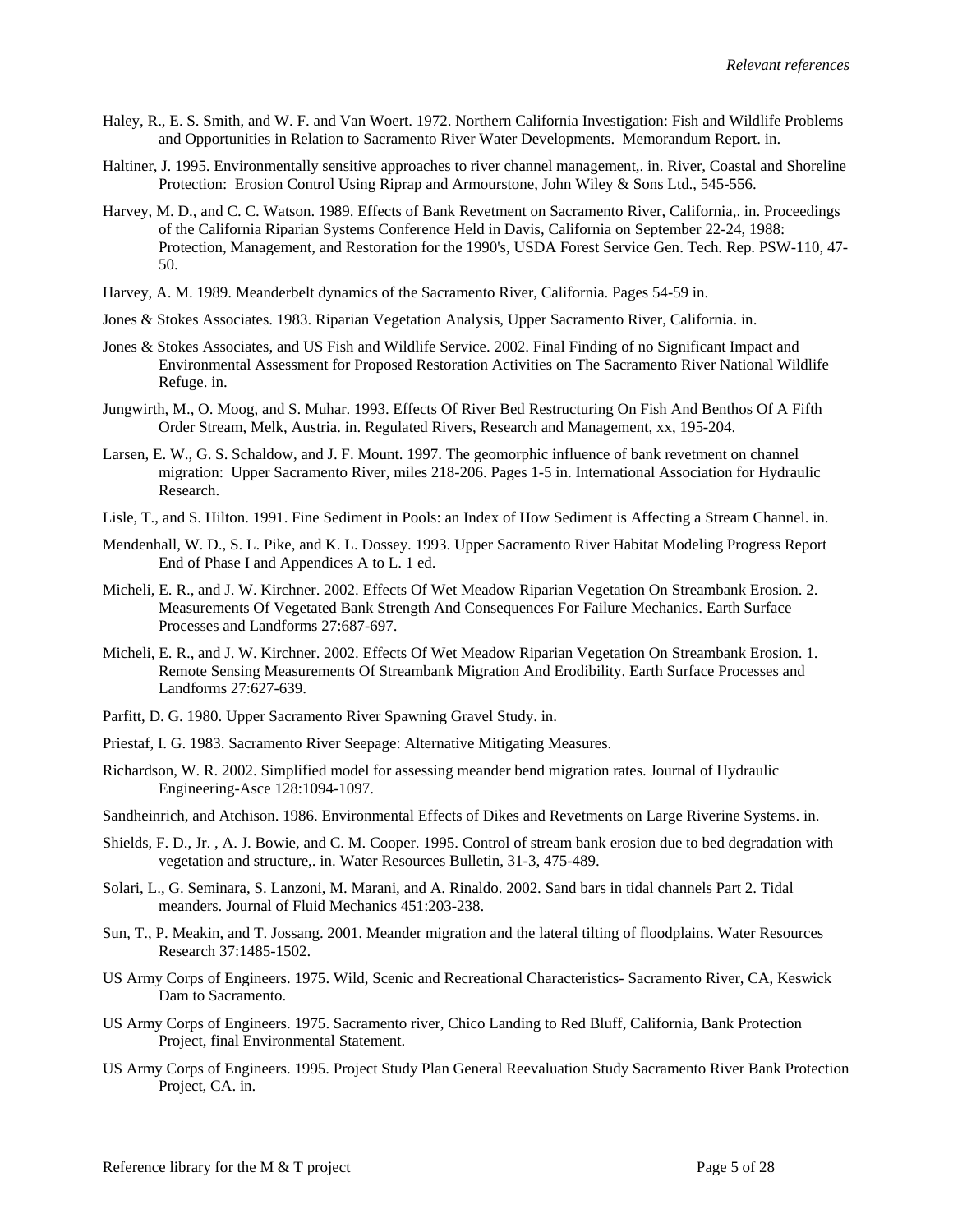Haley, R., E. S. Smith, and W. F. and Van Woert. 1972. Northern California Investigation: Fish and Wildlife Problems and Opportunities in Relation to Sacramento River Water Developments. Memorandum Report. in.

Haltiner, J. 1995. Environmentally sensitive approaches to river channel management,. in. River, Coastal and Shoreline Protection: Erosion Control Using Riprap and Armourstone, John Wiley & Sons Ltd., 545-556.

Harvey, M. D., and C. C. Watson. 1989. Effects of Bank Revetment on Sacramento River, California,. in. Proceedings of the California Riparian Systems Conference Held in Davis, California on September 22-24, 1988: Protection, Management, and Restoration for the 1990's, USDA Forest Service Gen. Tech. Rep. PSW-110, 47-50.

Harvey, A. M. 1989. Meanderbelt dynamics of the Sacramento River, California. Pages 54-59 in.

Jones & Stokes Associates. 1983. Riparian Vegetation Analysis, Upper Sacramento River, California. in.

Jones & Stokes Associates, and US Fish and Wildlife Service. 2002. Final Finding of no Significant Impact and Environmental Assessment for Proposed Restoration Activities on The Sacramento River National Wildlife Refuge. in.

Jungwirth, M., O. Moog, and S. Muhar. 1993. Effects Of River Bed Restructuring On Fish And Benthos Of A Fifth Order Stream, Melk, Austria. in. Regulated Rivers, Research and Management, xx, 195-204.

Larsen, E. W., G. S. Schaldow, and J. F. Mount. 1997. The geomorphic influence of bank revetment on channel migration: Upper Sacramento River, miles 218-206. Pages 1-5 in. International Association for Hydraulic Research.

Lisle, T., and S. Hilton. 1991. Fine Sediment in Pools: an Index of How Sediment is Affecting a Stream Channel. in.

Mendenhall, W. D., S. L. Pike, and K. L. Dossey. 1993. Upper Sacramento River Habitat Modeling Progress Report End of Phase I and Appendices A to L. 1 ed.

Micheli, E. R., and J. W. Kirchner. 2002. Effects Of Wet Meadow Riparian Vegetation On Streambank Erosion. 2. Measurements Of Vegetated Bank Strength And Consequences For Failure Mechanics. Earth Surface Processes and Landforms 27:687-697.

Micheli, E. R., and J. W. Kirchner. 2002. Effects Of Wet Meadow Riparian Vegetation On Streambank Erosion. 1. Remote Sensing Measurements Of Streambank Migration And Erodibility. Earth Surface Processes and Landforms 27:627-639.

Parfitt, D. G. 1980. Upper Sacramento River Spawning Gravel Study. in.

Priestaf, I. G. 1983. Sacramento River Seepage: Alternative Mitigating Measures.

Richardson, W. R. 2002. Simplified model for assessing meander bend migration rates. Journal of Hydraulic Engineering-Asce 128:1094-1097.

Sandheinrich, and Atchison. 1986. Environmental Effects of Dikes and Revetments on Large Riverine Systems. in.

Shields, F. D., Jr. , A. J. Bowie, and C. M. Cooper. 1995. Control of stream bank erosion due to bed degradation with vegetation and structure,. in. Water Resources Bulletin, 31-3, 475-489.

Solari, L., G. Seminara, S. Lanzoni, M. Marani, and A. Rinaldo. 2002. Sand bars in tidal channels Part 2. Tidal meanders. Journal of Fluid Mechanics 451:203-238.

Sun, T., P. Meakin, and T. Jossang. 2001. Meander migration and the lateral tilting of floodplains. Water Resources Research 37:1485-1502.

US Army Corps of Engineers. 1975. Wild, Scenic and Recreational Characteristics- Sacramento River, CA, Keswick Dam to Sacramento.

US Army Corps of Engineers. 1975. Sacramento river, Chico Landing to Red Bluff, California, Bank Protection Project, final Environmental Statement.

US Army Corps of Engineers. 1995. Project Study Plan General Reevaluation Study Sacramento River Bank Protection Project, CA. in.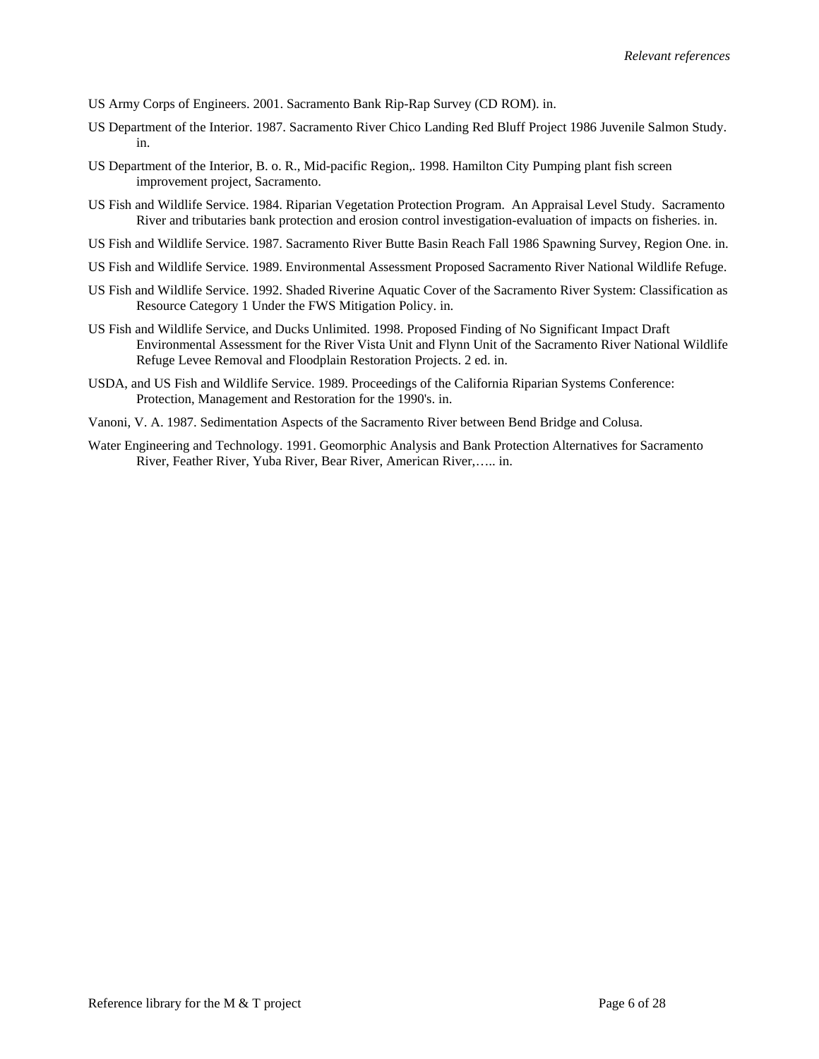US Army Corps of Engineers. 2001. Sacramento Bank Rip-Rap Survey (CD ROM). in.

US Department of the Interior. 1987. Sacramento River Chico Landing Red Bluff Project 1986 Juvenile Salmon Study. in.

US Department of the Interior, B. o. R., Mid-pacific Region,. 1998. Hamilton City Pumping plant fish screen improvement project, Sacramento.

US Fish and Wildlife Service. 1984. Riparian Vegetation Protection Program. An Appraisal Level Study. Sacramento River and tributaries bank protection and erosion control investigation-evaluation of impacts on fisheries. in.

US Fish and Wildlife Service. 1987. Sacramento River Butte Basin Reach Fall 1986 Spawning Survey, Region One. in.

US Fish and Wildlife Service. 1989. Environmental Assessment Proposed Sacramento River National Wildlife Refuge.

US Fish and Wildlife Service. 1992. Shaded Riverine Aquatic Cover of the Sacramento River System: Classification as Resource Category 1 Under the FWS Mitigation Policy. in.

US Fish and Wildlife Service, and Ducks Unlimited. 1998. Proposed Finding of No Significant Impact Draft Environmental Assessment for the River Vista Unit and Flynn Unit of the Sacramento River National Wildlife Refuge Levee Removal and Floodplain Restoration Projects. 2 ed. in.

USDA, and US Fish and Wildlife Service. 1989. Proceedings of the California Riparian Systems Conference: Protection, Management and Restoration for the 1990's. in.

Vanoni, V. A. 1987. Sedimentation Aspects of the Sacramento River between Bend Bridge and Colusa.

Water Engineering and Technology. 1991. Geomorphic Analysis and Bank Protection Alternatives for Sacramento River, Feather River, Yuba River, Bear River, American River,….. in.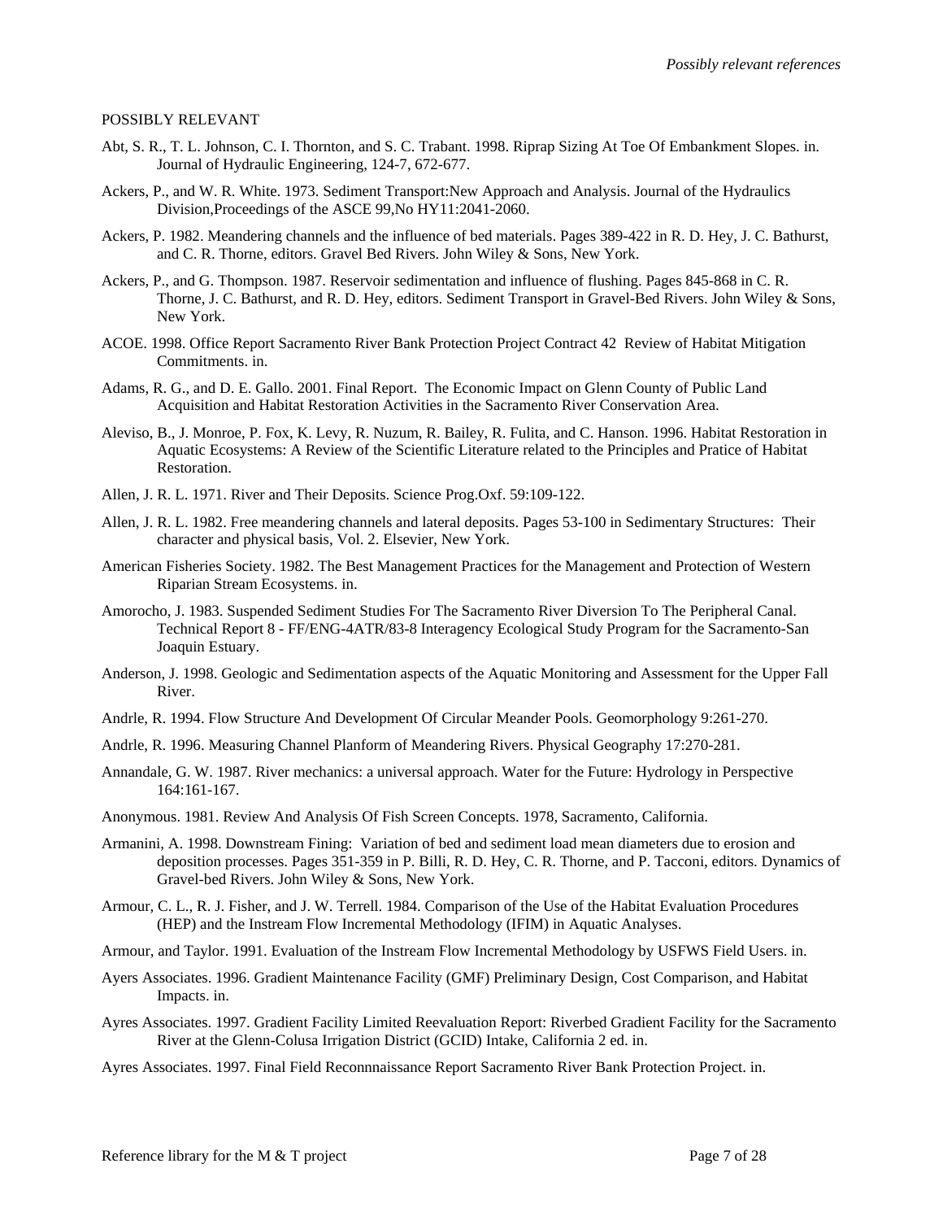POSSIBLY RELEVANT

Abt, S. R., T. L. Johnson, C. I. Thornton, and S. C. Trabant. 1998. Riprap Sizing At Toe Of Embankment Slopes. in. Journal of Hydraulic Engineering, 124-7, 672-677.

Ackers, P., and W. R. White. 1973. Sediment Transport:New Approach and Analysis. Journal of the Hydraulics Division,Proceedings of the ASCE 99,No HY11:2041-2060.

Ackers, P. 1982. Meandering channels and the influence of bed materials. Pages 389-422 in R. D. Hey, J. C. Bathurst, and C. R. Thorne, editors. Gravel Bed Rivers. John Wiley & Sons, New York.

Ackers, P., and G. Thompson. 1987. Reservoir sedimentation and influence of flushing. Pages 845-868 in C. R. Thorne, J. C. Bathurst, and R. D. Hey, editors. Sediment Transport in Gravel-Bed Rivers. John Wiley & Sons, New York.

ACOE. 1998. Office Report Sacramento River Bank Protection Project Contract 42 Review of Habitat Mitigation Commitments. in.

Adams, R. G., and D. E. Gallo. 2001. Final Report. The Economic Impact on Glenn County of Public Land Acquisition and Habitat Restoration Activities in the Sacramento River Conservation Area.

Aleviso, B., J. Monroe, P. Fox, K. Levy, R. Nuzum, R. Bailey, R. Fulita, and C. Hanson. 1996. Habitat Restoration in Aquatic Ecosystems: A Review of the Scientific Literature related to the Principles and Pratice of Habitat Restoration.

Allen, J. R. L. 1971. River and Their Deposits. Science Prog.Oxf. 59:109-122.

Allen, J. R. L. 1982. Free meandering channels and lateral deposits. Pages 53-100 in Sedimentary Structures: Their character and physical basis, Vol. 2. Elsevier, New York.

American Fisheries Society. 1982. The Best Management Practices for the Management and Protection of Western Riparian Stream Ecosystems. in.

Amorocho, J. 1983. Suspended Sediment Studies For The Sacramento River Diversion To The Peripheral Canal. Technical Report 8 - FF/ENG-4ATR/83-8 Interagency Ecological Study Program for the Sacramento-San Joaquin Estuary.

Anderson, J. 1998. Geologic and Sedimentation aspects of the Aquatic Monitoring and Assessment for the Upper Fall River.

Andrle, R. 1994. Flow Structure And Development Of Circular Meander Pools. Geomorphology 9:261-270.

Andrle, R. 1996. Measuring Channel Planform of Meandering Rivers. Physical Geography 17:270-281.

Annandale, G. W. 1987. River mechanics: a universal approach. Water for the Future: Hydrology in Perspective 164:161-167.

Anonymous. 1981. Review And Analysis Of Fish Screen Concepts. 1978, Sacramento, California.

Armanini, A. 1998. Downstream Fining: Variation of bed and sediment load mean diameters due to erosion and deposition processes. Pages 351-359 in P. Billi, R. D. Hey, C. R. Thorne, and P. Tacconi, editors. Dynamics of Gravel-bed Rivers. John Wiley & Sons, New York.

Armour, C. L., R. J. Fisher, and J. W. Terrell. 1984. Comparison of the Use of the Habitat Evaluation Procedures (HEP) and the Instream Flow Incremental Methodology (IFIM) in Aquatic Analyses.

Armour, and Taylor. 1991. Evaluation of the Instream Flow Incremental Methodology by USFWS Field Users. in.

Ayers Associates. 1996. Gradient Maintenance Facility (GMF) Preliminary Design, Cost Comparison, and Habitat Impacts. in.

Ayres Associates. 1997. Gradient Facility Limited Reevaluation Report: Riverbed Gradient Facility for the Sacramento River at the Glenn-Colusa Irrigation District (GCID) Intake, California 2 ed. in.

Ayres Associates. 1997. Final Field Reconnnaissance Report Sacramento River Bank Protection Project. in.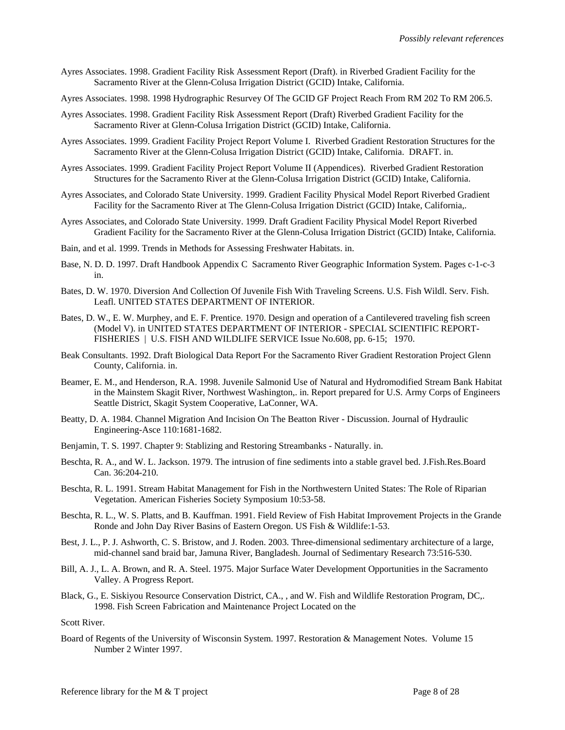Ayres Associates. 1998. Gradient Facility Risk Assessment Report (Draft). in Riverbed Gradient Facility for the Sacramento River at the Glenn-Colusa Irrigation District (GCID) Intake, California.

Ayres Associates. 1998. 1998 Hydrographic Resurvey Of The GCID GF Project Reach From RM 202 To RM 206.5.

Ayres Associates. 1998. Gradient Facility Risk Assessment Report (Draft) Riverbed Gradient Facility for the Sacramento River at Glenn-Colusa Irrigation District (GCID) Intake, California.

Ayres Associates. 1999. Gradient Facility Project Report Volume I. Riverbed Gradient Restoration Structures for the Sacramento River at the Glenn-Colusa Irrigation District (GCID) Intake, California. DRAFT. in.

Ayres Associates. 1999. Gradient Facility Project Report Volume II (Appendices). Riverbed Gradient Restoration Structures for the Sacramento River at the Glenn-Colusa Irrigation District (GCID) Intake, California.

Ayres Associates, and Colorado State University. 1999. Gradient Facility Physical Model Report Riverbed Gradient Facility for the Sacramento River at The Glenn-Colusa Irrigation District (GCID) Intake, California,.

Ayres Associates, and Colorado State University. 1999. Draft Gradient Facility Physical Model Report Riverbed Gradient Facility for the Sacramento River at the Glenn-Colusa Irrigation District (GCID) Intake, California.

Bain, and et al. 1999. Trends in Methods for Assessing Freshwater Habitats. in.

Base, N. D. D. 1997. Draft Handbook Appendix C Sacramento River Geographic Information System. Pages c-1-c-3 in.

Bates, D. W. 1970. Diversion And Collection Of Juvenile Fish With Traveling Screens. U.S. Fish Wildl. Serv. Fish. Leafl. UNITED STATES DEPARTMENT OF INTERIOR.

Bates, D. W., E. W. Murphey, and E. F. Prentice. 1970. Design and operation of a Cantilevered traveling fish screen (Model V). in UNITED STATES DEPARTMENT OF INTERIOR - SPECIAL SCIENTIFIC REPORT-FISHERIES | U.S. FISH AND WILDLIFE SERVICE Issue No.608, pp. 6-15; 1970.

Beak Consultants. 1992. Draft Biological Data Report For the Sacramento River Gradient Restoration Project Glenn County, California. in.

Beamer, E. M., and Henderson, R.A. 1998. Juvenile Salmonid Use of Natural and Hydromodified Stream Bank Habitat in the Mainstem Skagit River, Northwest Washington,. in. Report prepared for U.S. Army Corps of Engineers Seattle District, Skagit System Cooperative, LaConner, WA.

Beatty, D. A. 1984. Channel Migration And Incision On The Beatton River - Discussion. Journal of Hydraulic Engineering-Asce 110:1681-1682.

Benjamin, T. S. 1997. Chapter 9: Stablizing and Restoring Streambanks - Naturally. in.

Beschta, R. A., and W. L. Jackson. 1979. The intrusion of fine sediments into a stable gravel bed. J.Fish.Res.Board Can. 36:204-210.

Beschta, R. L. 1991. Stream Habitat Management for Fish in the Northwestern United States: The Role of Riparian Vegetation. American Fisheries Society Symposium 10:53-58.

Beschta, R. L., W. S. Platts, and B. Kauffman. 1991. Field Review of Fish Habitat Improvement Projects in the Grande Ronde and John Day River Basins of Eastern Oregon. US Fish & Wildlife:1-53.

Best, J. L., P. J. Ashworth, C. S. Bristow, and J. Roden. 2003. Three-dimensional sedimentary architecture of a large, mid-channel sand braid bar, Jamuna River, Bangladesh. Journal of Sedimentary Research 73:516-530.

Bill, A. J., L. A. Brown, and R. A. Steel. 1975. Major Surface Water Development Opportunities in the Sacramento Valley. A Progress Report.

Black, G., E. Siskiyou Resource Conservation District, CA., , and W. Fish and Wildlife Restoration Program, DC,. 1998. Fish Screen Fabrication and Maintenance Project Located on the

Scott River.

Board of Regents of the University of Wisconsin System. 1997. Restoration & Management Notes. Volume 15 Number 2 Winter 1997.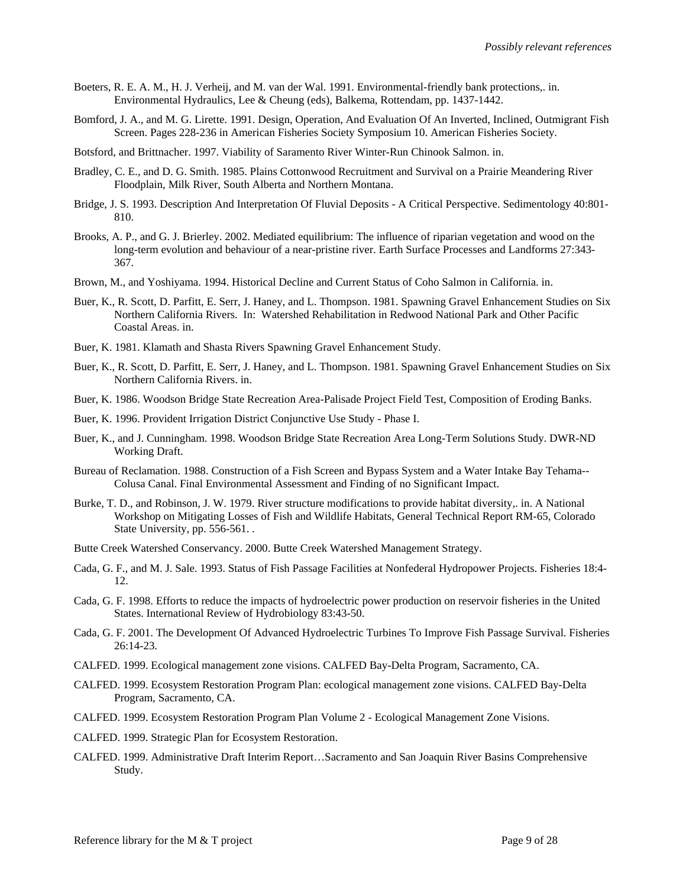Boeters, R. E. A. M., H. J. Verheij, and M. van der Wal. 1991. Environmental-friendly bank protections,. in. Environmental Hydraulics, Lee & Cheung (eds), Balkema, Rottendam, pp. 1437-1442.

Bomford, J. A., and M. G. Lirette. 1991. Design, Operation, And Evaluation Of An Inverted, Inclined, Outmigrant Fish Screen. Pages 228-236 in American Fisheries Society Symposium 10. American Fisheries Society.

Botsford, and Brittnacher. 1997. Viability of Saramento River Winter-Run Chinook Salmon. in.

Bradley, C. E., and D. G. Smith. 1985. Plains Cottonwood Recruitment and Survival on a Prairie Meandering River Floodplain, Milk River, South Alberta and Northern Montana.

Bridge, J. S. 1993. Description And Interpretation Of Fluvial Deposits - A Critical Perspective. Sedimentology 40:801-810.

Brooks, A. P., and G. J. Brierley. 2002. Mediated equilibrium: The influence of riparian vegetation and wood on the long-term evolution and behaviour of a near-pristine river. Earth Surface Processes and Landforms 27:343-367.

Brown, M., and Yoshiyama. 1994. Historical Decline and Current Status of Coho Salmon in California. in.

Buer, K., R. Scott, D. Parfitt, E. Serr, J. Haney, and L. Thompson. 1981. Spawning Gravel Enhancement Studies on Six Northern California Rivers. In: Watershed Rehabilitation in Redwood National Park and Other Pacific Coastal Areas. in.

Buer, K. 1981. Klamath and Shasta Rivers Spawning Gravel Enhancement Study.

Buer, K., R. Scott, D. Parfitt, E. Serr, J. Haney, and L. Thompson. 1981. Spawning Gravel Enhancement Studies on Six Northern California Rivers. in.

Buer, K. 1986. Woodson Bridge State Recreation Area-Palisade Project Field Test, Composition of Eroding Banks.

Buer, K. 1996. Provident Irrigation District Conjunctive Use Study - Phase I.

Buer, K., and J. Cunningham. 1998. Woodson Bridge State Recreation Area Long-Term Solutions Study. DWR-ND Working Draft.

Bureau of Reclamation. 1988. Construction of a Fish Screen and Bypass System and a Water Intake Bay Tehama--Colusa Canal. Final Environmental Assessment and Finding of no Significant Impact.

Burke, T. D., and Robinson, J. W. 1979. River structure modifications to provide habitat diversity,. in. A National Workshop on Mitigating Losses of Fish and Wildlife Habitats, General Technical Report RM-65, Colorado State University, pp. 556-561. .

Butte Creek Watershed Conservancy. 2000. Butte Creek Watershed Management Strategy.

Cada, G. F., and M. J. Sale. 1993. Status of Fish Passage Facilities at Nonfederal Hydropower Projects. Fisheries 18:4-12.

Cada, G. F. 1998. Efforts to reduce the impacts of hydroelectric power production on reservoir fisheries in the United States. International Review of Hydrobiology 83:43-50.

Cada, G. F. 2001. The Development Of Advanced Hydroelectric Turbines To Improve Fish Passage Survival. Fisheries 26:14-23.

CALFED. 1999. Ecological management zone visions. CALFED Bay-Delta Program, Sacramento, CA.

CALFED. 1999. Ecosystem Restoration Program Plan: ecological management zone visions. CALFED Bay-Delta Program, Sacramento, CA.

CALFED. 1999. Ecosystem Restoration Program Plan Volume 2 - Ecological Management Zone Visions.

CALFED. 1999. Strategic Plan for Ecosystem Restoration.

CALFED. 1999. Administrative Draft Interim Report…Sacramento and San Joaquin River Basins Comprehensive Study.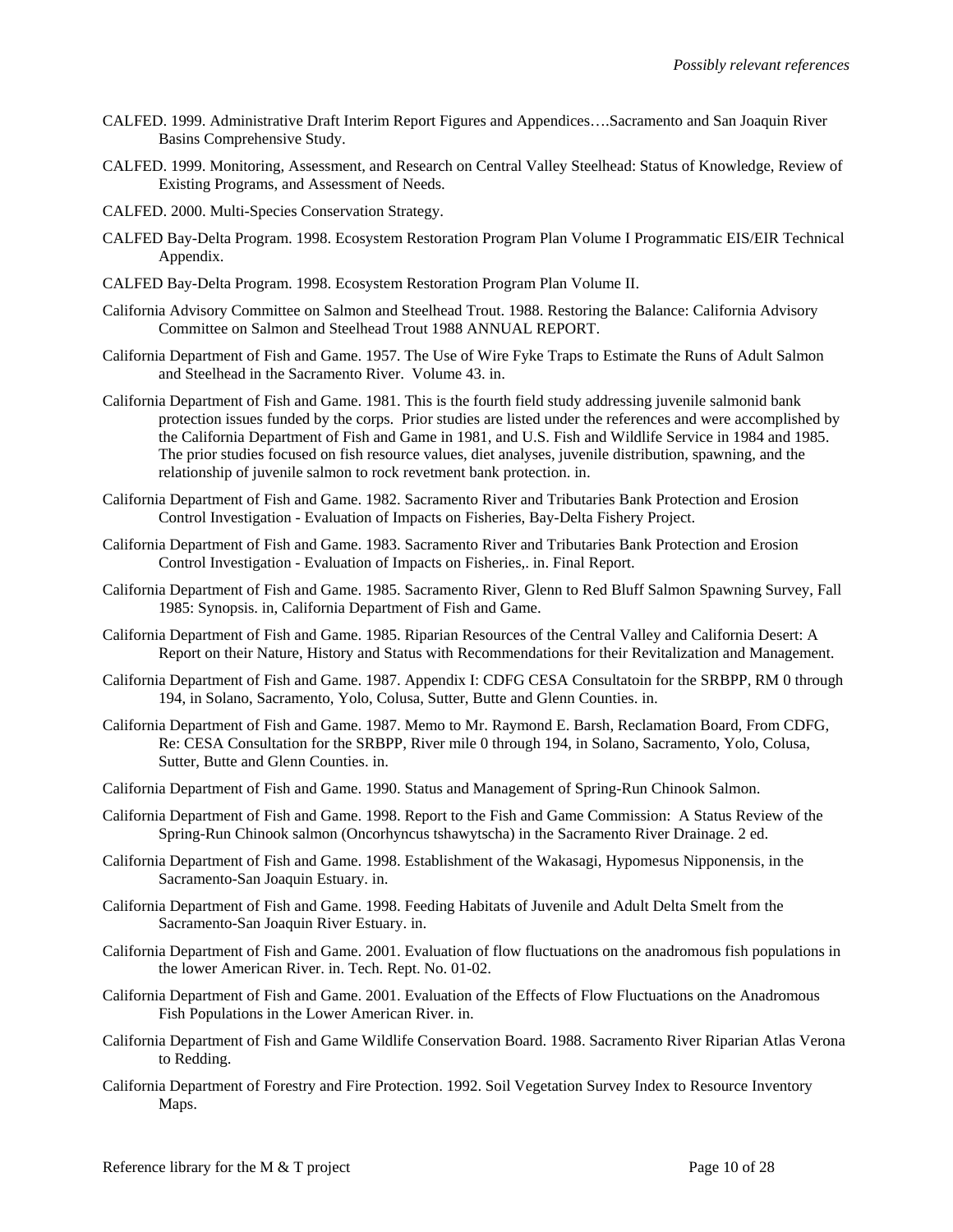CALFED. 1999. Administrative Draft Interim Report Figures and Appendices….Sacramento and San Joaquin River Basins Comprehensive Study.

CALFED. 1999. Monitoring, Assessment, and Research on Central Valley Steelhead: Status of Knowledge, Review of Existing Programs, and Assessment of Needs.

CALFED. 2000. Multi-Species Conservation Strategy.

CALFED Bay-Delta Program. 1998. Ecosystem Restoration Program Plan Volume I Programmatic EIS/EIR Technical Appendix.

CALFED Bay-Delta Program. 1998. Ecosystem Restoration Program Plan Volume II.

California Advisory Committee on Salmon and Steelhead Trout. 1988. Restoring the Balance: California Advisory Committee on Salmon and Steelhead Trout 1988 ANNUAL REPORT.

California Department of Fish and Game. 1957. The Use of Wire Fyke Traps to Estimate the Runs of Adult Salmon and Steelhead in the Sacramento River. Volume 43. in.

California Department of Fish and Game. 1981. This is the fourth field study addressing juvenile salmonid bank protection issues funded by the corps. Prior studies are listed under the references and were accomplished by the California Department of Fish and Game in 1981, and U.S. Fish and Wildlife Service in 1984 and 1985. The prior studies focused on fish resource values, diet analyses, juvenile distribution, spawning, and the relationship of juvenile salmon to rock revetment bank protection. in.

California Department of Fish and Game. 1982. Sacramento River and Tributaries Bank Protection and Erosion Control Investigation - Evaluation of Impacts on Fisheries, Bay-Delta Fishery Project.

California Department of Fish and Game. 1983. Sacramento River and Tributaries Bank Protection and Erosion Control Investigation - Evaluation of Impacts on Fisheries,. in. Final Report.

California Department of Fish and Game. 1985. Sacramento River, Glenn to Red Bluff Salmon Spawning Survey, Fall 1985: Synopsis. in, California Department of Fish and Game.

California Department of Fish and Game. 1985. Riparian Resources of the Central Valley and California Desert: A Report on their Nature, History and Status with Recommendations for their Revitalization and Management.

California Department of Fish and Game. 1987. Appendix I: CDFG CESA Consultatoin for the SRBPP, RM 0 through 194, in Solano, Sacramento, Yolo, Colusa, Sutter, Butte and Glenn Counties. in.

California Department of Fish and Game. 1987. Memo to Mr. Raymond E. Barsh, Reclamation Board, From CDFG, Re: CESA Consultation for the SRBPP, River mile 0 through 194, in Solano, Sacramento, Yolo, Colusa, Sutter, Butte and Glenn Counties. in.

California Department of Fish and Game. 1990. Status and Management of Spring-Run Chinook Salmon.

California Department of Fish and Game. 1998. Report to the Fish and Game Commission: A Status Review of the Spring-Run Chinook salmon (Oncorhyncus tshawytscha) in the Sacramento River Drainage. 2 ed.

California Department of Fish and Game. 1998. Establishment of the Wakasagi, Hypomesus Nipponensis, in the Sacramento-San Joaquin Estuary. in.

California Department of Fish and Game. 1998. Feeding Habitats of Juvenile and Adult Delta Smelt from the Sacramento-San Joaquin River Estuary. in.

California Department of Fish and Game. 2001. Evaluation of flow fluctuations on the anadromous fish populations in the lower American River. in. Tech. Rept. No. 01-02.

California Department of Fish and Game. 2001. Evaluation of the Effects of Flow Fluctuations on the Anadromous Fish Populations in the Lower American River. in.

California Department of Fish and Game Wildlife Conservation Board. 1988. Sacramento River Riparian Atlas Verona to Redding.

California Department of Forestry and Fire Protection. 1992. Soil Vegetation Survey Index to Resource Inventory Maps.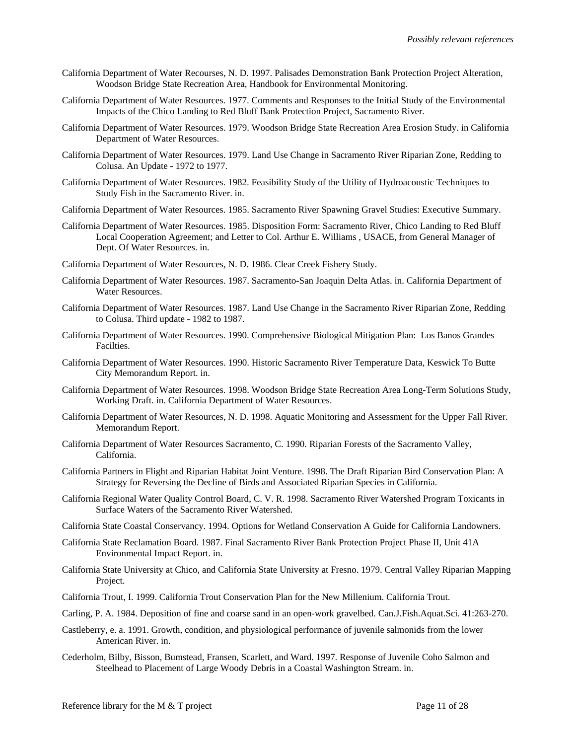California Department of Water Recourses, N. D. 1997. Palisades Demonstration Bank Protection Project Alteration, Woodson Bridge State Recreation Area, Handbook for Environmental Monitoring.

California Department of Water Resources. 1977. Comments and Responses to the Initial Study of the Environmental Impacts of the Chico Landing to Red Bluff Bank Protection Project, Sacramento River.

California Department of Water Resources. 1979. Woodson Bridge State Recreation Area Erosion Study. in California Department of Water Resources.

California Department of Water Resources. 1979. Land Use Change in Sacramento River Riparian Zone, Redding to Colusa. An Update - 1972 to 1977.

California Department of Water Resources. 1982. Feasibility Study of the Utility of Hydroacoustic Techniques to Study Fish in the Sacramento River. in.

California Department of Water Resources. 1985. Sacramento River Spawning Gravel Studies: Executive Summary.

California Department of Water Resources. 1985. Disposition Form: Sacramento River, Chico Landing to Red Bluff Local Cooperation Agreement; and Letter to Col. Arthur E. Williams , USACE, from General Manager of Dept. Of Water Resources. in.

California Department of Water Resources, N. D. 1986. Clear Creek Fishery Study.

California Department of Water Resources. 1987. Sacramento-San Joaquin Delta Atlas. in. California Department of Water Resources.

California Department of Water Resources. 1987. Land Use Change in the Sacramento River Riparian Zone, Redding to Colusa. Third update - 1982 to 1987.

California Department of Water Resources. 1990. Comprehensive Biological Mitigation Plan: Los Banos Grandes Facilties.

California Department of Water Resources. 1990. Historic Sacramento River Temperature Data, Keswick To Butte City Memorandum Report. in.

California Department of Water Resources. 1998. Woodson Bridge State Recreation Area Long-Term Solutions Study, Working Draft. in. California Department of Water Resources.

California Department of Water Resources, N. D. 1998. Aquatic Monitoring and Assessment for the Upper Fall River. Memorandum Report.

California Department of Water Resources Sacramento, C. 1990. Riparian Forests of the Sacramento Valley, California.

California Partners in Flight and Riparian Habitat Joint Venture. 1998. The Draft Riparian Bird Conservation Plan: A Strategy for Reversing the Decline of Birds and Associated Riparian Species in California.

California Regional Water Quality Control Board, C. V. R. 1998. Sacramento River Watershed Program Toxicants in Surface Waters of the Sacramento River Watershed.

California State Coastal Conservancy. 1994. Options for Wetland Conservation A Guide for California Landowners.

California State Reclamation Board. 1987. Final Sacramento River Bank Protection Project Phase II, Unit 41A Environmental Impact Report. in.

California State University at Chico, and California State University at Fresno. 1979. Central Valley Riparian Mapping Project.

California Trout, I. 1999. California Trout Conservation Plan for the New Millenium. California Trout.

Carling, P. A. 1984. Deposition of fine and coarse sand in an open-work gravelbed. Can.J.Fish.Aquat.Sci. 41:263-270.

Castleberry, e. a. 1991. Growth, condition, and physiological performance of juvenile salmonids from the lower American River. in.

Cederholm, Bilby, Bisson, Bumstead, Fransen, Scarlett, and Ward. 1997. Response of Juvenile Coho Salmon and Steelhead to Placement of Large Woody Debris in a Coastal Washington Stream. in.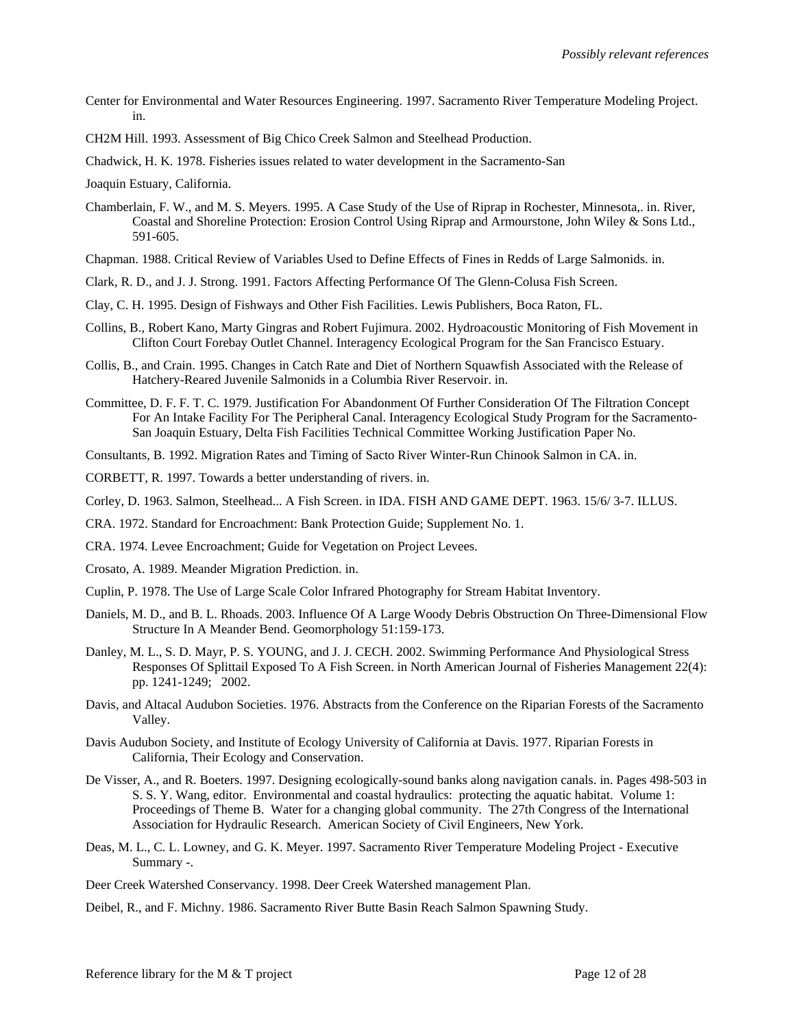Center for Environmental and Water Resources Engineering. 1997. Sacramento River Temperature Modeling Project. in.

CH2M Hill. 1993. Assessment of Big Chico Creek Salmon and Steelhead Production.

Chadwick, H. K. 1978. Fisheries issues related to water development in the Sacramento-San

Joaquin Estuary, California.

Chamberlain, F. W., and M. S. Meyers. 1995. A Case Study of the Use of Riprap in Rochester, Minnesota,. in. River, Coastal and Shoreline Protection: Erosion Control Using Riprap and Armourstone, John Wiley & Sons Ltd., 591-605.

Chapman. 1988. Critical Review of Variables Used to Define Effects of Fines in Redds of Large Salmonids. in.

Clark, R. D., and J. J. Strong. 1991. Factors Affecting Performance Of The Glenn-Colusa Fish Screen.

Clay, C. H. 1995. Design of Fishways and Other Fish Facilities. Lewis Publishers, Boca Raton, FL.

Collins, B., Robert Kano, Marty Gingras and Robert Fujimura. 2002. Hydroacoustic Monitoring of Fish Movement in Clifton Court Forebay Outlet Channel. Interagency Ecological Program for the San Francisco Estuary.

Collis, B., and Crain. 1995. Changes in Catch Rate and Diet of Northern Squawfish Associated with the Release of Hatchery-Reared Juvenile Salmonids in a Columbia River Reservoir. in.

Committee, D. F. F. T. C. 1979. Justification For Abandonment Of Further Consideration Of The Filtration Concept For An Intake Facility For The Peripheral Canal. Interagency Ecological Study Program for the Sacramento-San Joaquin Estuary, Delta Fish Facilities Technical Committee Working Justification Paper No.

Consultants, B. 1992. Migration Rates and Timing of Sacto River Winter-Run Chinook Salmon in CA. in.

CORBETT, R. 1997. Towards a better understanding of rivers. in.

Corley, D. 1963. Salmon, Steelhead... A Fish Screen. in IDA. FISH AND GAME DEPT. 1963. 15/6/ 3-7. ILLUS.

CRA. 1972. Standard for Encroachment: Bank Protection Guide; Supplement No. 1.

CRA. 1974. Levee Encroachment; Guide for Vegetation on Project Levees.

Crosato, A. 1989. Meander Migration Prediction. in.

Cuplin, P. 1978. The Use of Large Scale Color Infrared Photography for Stream Habitat Inventory.

Daniels, M. D., and B. L. Rhoads. 2003. Influence Of A Large Woody Debris Obstruction On Three-Dimensional Flow Structure In A Meander Bend. Geomorphology 51:159-173.

Danley, M. L., S. D. Mayr, P. S. YOUNG, and J. J. CECH. 2002. Swimming Performance And Physiological Stress Responses Of Splittail Exposed To A Fish Screen. in North American Journal of Fisheries Management 22(4): pp. 1241-1249; 2002.

Davis, and Altacal Audubon Societies. 1976. Abstracts from the Conference on the Riparian Forests of the Sacramento Valley.

Davis Audubon Society, and Institute of Ecology University of California at Davis. 1977. Riparian Forests in California, Their Ecology and Conservation.

De Visser, A., and R. Boeters. 1997. Designing ecologically-sound banks along navigation canals. in. Pages 498-503 in S. S. Y. Wang, editor. Environmental and coastal hydraulics: protecting the aquatic habitat. Volume 1: Proceedings of Theme B. Water for a changing global community. The 27th Congress of the International Association for Hydraulic Research. American Society of Civil Engineers, New York.

Deas, M. L., C. L. Lowney, and G. K. Meyer. 1997. Sacramento River Temperature Modeling Project - Executive Summary -.

Deer Creek Watershed Conservancy. 1998. Deer Creek Watershed management Plan.

Deibel, R., and F. Michny. 1986. Sacramento River Butte Basin Reach Salmon Spawning Study.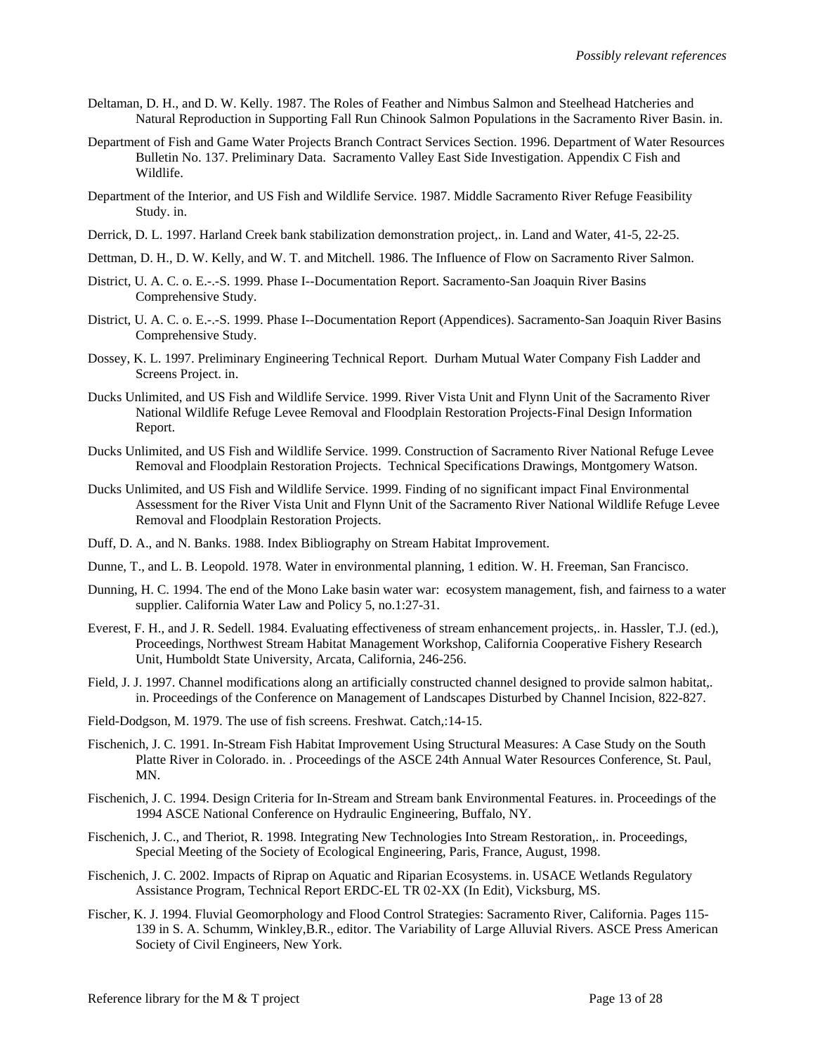Deltaman, D. H., and D. W. Kelly. 1987. The Roles of Feather and Nimbus Salmon and Steelhead Hatcheries and Natural Reproduction in Supporting Fall Run Chinook Salmon Populations in the Sacramento River Basin. in.

Department of Fish and Game Water Projects Branch Contract Services Section. 1996. Department of Water Resources Bulletin No. 137. Preliminary Data. Sacramento Valley East Side Investigation. Appendix C Fish and Wildlife.

Department of the Interior, and US Fish and Wildlife Service. 1987. Middle Sacramento River Refuge Feasibility Study. in.

Derrick, D. L. 1997. Harland Creek bank stabilization demonstration project,. in. Land and Water, 41-5, 22-25.

Dettman, D. H., D. W. Kelly, and W. T. and Mitchell. 1986. The Influence of Flow on Sacramento River Salmon.

District, U. A. C. o. E.-.-S. 1999. Phase I--Documentation Report. Sacramento-San Joaquin River Basins Comprehensive Study.

District, U. A. C. o. E.-.-S. 1999. Phase I--Documentation Report (Appendices). Sacramento-San Joaquin River Basins Comprehensive Study.

Dossey, K. L. 1997. Preliminary Engineering Technical Report. Durham Mutual Water Company Fish Ladder and Screens Project. in.

Ducks Unlimited, and US Fish and Wildlife Service. 1999. River Vista Unit and Flynn Unit of the Sacramento River National Wildlife Refuge Levee Removal and Floodplain Restoration Projects-Final Design Information Report.

Ducks Unlimited, and US Fish and Wildlife Service. 1999. Construction of Sacramento River National Refuge Levee Removal and Floodplain Restoration Projects. Technical Specifications Drawings, Montgomery Watson.

Ducks Unlimited, and US Fish and Wildlife Service. 1999. Finding of no significant impact Final Environmental Assessment for the River Vista Unit and Flynn Unit of the Sacramento River National Wildlife Refuge Levee Removal and Floodplain Restoration Projects.

Duff, D. A., and N. Banks. 1988. Index Bibliography on Stream Habitat Improvement.

Dunne, T., and L. B. Leopold. 1978. Water in environmental planning, 1 edition. W. H. Freeman, San Francisco.

Dunning, H. C. 1994. The end of the Mono Lake basin water war: ecosystem management, fish, and fairness to a water supplier. California Water Law and Policy 5, no.1:27-31.

Everest, F. H., and J. R. Sedell. 1984. Evaluating effectiveness of stream enhancement projects,. in. Hassler, T.J. (ed.), Proceedings, Northwest Stream Habitat Management Workshop, California Cooperative Fishery Research Unit, Humboldt State University, Arcata, California, 246-256.

Field, J. J. 1997. Channel modifications along an artificially constructed channel designed to provide salmon habitat,. in. Proceedings of the Conference on Management of Landscapes Disturbed by Channel Incision, 822-827.

Field-Dodgson, M. 1979. The use of fish screens. Freshwat. Catch,:14-15.

Fischenich, J. C. 1991. In-Stream Fish Habitat Improvement Using Structural Measures: A Case Study on the South Platte River in Colorado. in. . Proceedings of the ASCE 24th Annual Water Resources Conference, St. Paul, MN.

Fischenich, J. C. 1994. Design Criteria for In-Stream and Stream bank Environmental Features. in. Proceedings of the 1994 ASCE National Conference on Hydraulic Engineering, Buffalo, NY.

Fischenich, J. C., and Theriot, R. 1998. Integrating New Technologies Into Stream Restoration,. in. Proceedings, Special Meeting of the Society of Ecological Engineering, Paris, France, August, 1998.

Fischenich, J. C. 2002. Impacts of Riprap on Aquatic and Riparian Ecosystems. in. USACE Wetlands Regulatory Assistance Program, Technical Report ERDC-EL TR 02-XX (In Edit), Vicksburg, MS.

Fischer, K. J. 1994. Fluvial Geomorphology and Flood Control Strategies: Sacramento River, California. Pages 115-139 in S. A. Schumm, Winkley,B.R., editor. The Variability of Large Alluvial Rivers. ASCE Press American Society of Civil Engineers, New York.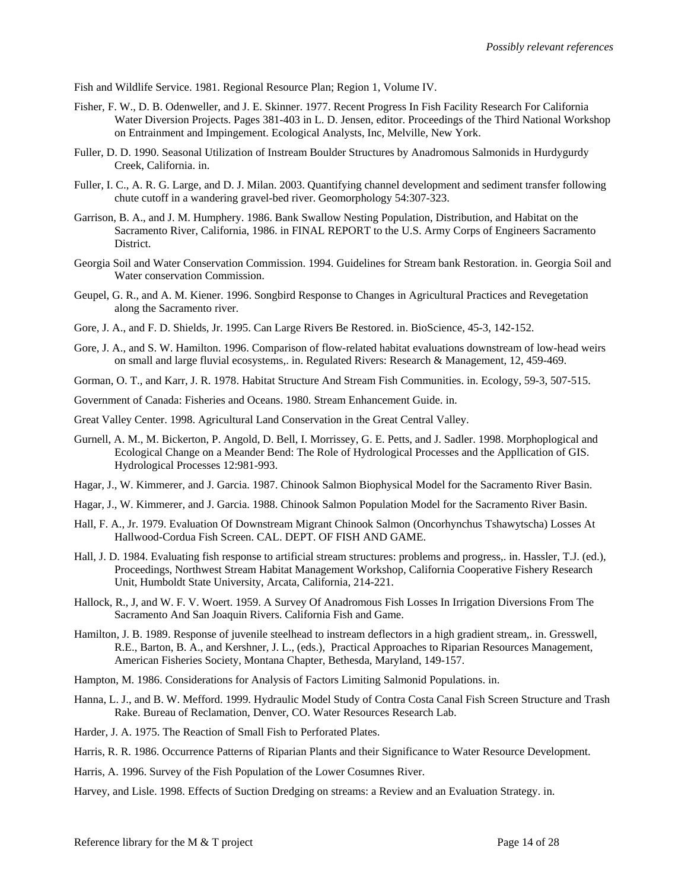Fish and Wildlife Service. 1981. Regional Resource Plan; Region 1, Volume IV.

Fisher, F. W., D. B. Odenweller, and J. E. Skinner. 1977. Recent Progress In Fish Facility Research For California Water Diversion Projects. Pages 381-403 in L. D. Jensen, editor. Proceedings of the Third National Workshop on Entrainment and Impingement. Ecological Analysts, Inc, Melville, New York.

Fuller, D. D. 1990. Seasonal Utilization of Instream Boulder Structures by Anadromous Salmonids in Hurdygurdy Creek, California. in.

Fuller, I. C., A. R. G. Large, and D. J. Milan. 2003. Quantifying channel development and sediment transfer following chute cutoff in a wandering gravel-bed river. Geomorphology 54:307-323.

Garrison, B. A., and J. M. Humphery. 1986. Bank Swallow Nesting Population, Distribution, and Habitat on the Sacramento River, California, 1986. in FINAL REPORT to the U.S. Army Corps of Engineers Sacramento District.

Georgia Soil and Water Conservation Commission. 1994. Guidelines for Stream bank Restoration. in. Georgia Soil and Water conservation Commission.

Geupel, G. R., and A. M. Kiener. 1996. Songbird Response to Changes in Agricultural Practices and Revegetation along the Sacramento river.

Gore, J. A., and F. D. Shields, Jr. 1995. Can Large Rivers Be Restored. in. BioScience, 45-3, 142-152.

Gore, J. A., and S. W. Hamilton. 1996. Comparison of flow-related habitat evaluations downstream of low-head weirs on small and large fluvial ecosystems,. in. Regulated Rivers: Research & Management, 12, 459-469.

Gorman, O. T., and Karr, J. R. 1978. Habitat Structure And Stream Fish Communities. in. Ecology, 59-3, 507-515.

Government of Canada: Fisheries and Oceans. 1980. Stream Enhancement Guide. in.

Great Valley Center. 1998. Agricultural Land Conservation in the Great Central Valley.

Gurnell, A. M., M. Bickerton, P. Angold, D. Bell, I. Morrissey, G. E. Petts, and J. Sadler. 1998. Morphoplogical and Ecological Change on a Meander Bend: The Role of Hydrological Processes and the Appllication of GIS. Hydrological Processes 12:981-993.

Hagar, J., W. Kimmerer, and J. Garcia. 1987. Chinook Salmon Biophysical Model for the Sacramento River Basin.

Hagar, J., W. Kimmerer, and J. Garcia. 1988. Chinook Salmon Population Model for the Sacramento River Basin.

Hall, F. A., Jr. 1979. Evaluation Of Downstream Migrant Chinook Salmon (Oncorhynchus Tshawytscha) Losses At Hallwood-Cordua Fish Screen. CAL. DEPT. OF FISH AND GAME.

Hall, J. D. 1984. Evaluating fish response to artificial stream structures: problems and progress,. in. Hassler, T.J. (ed.), Proceedings, Northwest Stream Habitat Management Workshop, California Cooperative Fishery Research Unit, Humboldt State University, Arcata, California, 214-221.

Hallock, R., J, and W. F. V. Woert. 1959. A Survey Of Anadromous Fish Losses In Irrigation Diversions From The Sacramento And San Joaquin Rivers. California Fish and Game.

Hamilton, J. B. 1989. Response of juvenile steelhead to instream deflectors in a high gradient stream,. in. Gresswell, R.E., Barton, B. A., and Kershner, J. L., (eds.), Practical Approaches to Riparian Resources Management, American Fisheries Society, Montana Chapter, Bethesda, Maryland, 149-157.

Hampton, M. 1986. Considerations for Analysis of Factors Limiting Salmonid Populations. in.

Hanna, L. J., and B. W. Mefford. 1999. Hydraulic Model Study of Contra Costa Canal Fish Screen Structure and Trash Rake. Bureau of Reclamation, Denver, CO. Water Resources Research Lab.

Harder, J. A. 1975. The Reaction of Small Fish to Perforated Plates.

Harris, R. R. 1986. Occurrence Patterns of Riparian Plants and their Significance to Water Resource Development.

Harris, A. 1996. Survey of the Fish Population of the Lower Cosumnes River.

Harvey, and Lisle. 1998. Effects of Suction Dredging on streams: a Review and an Evaluation Strategy. in.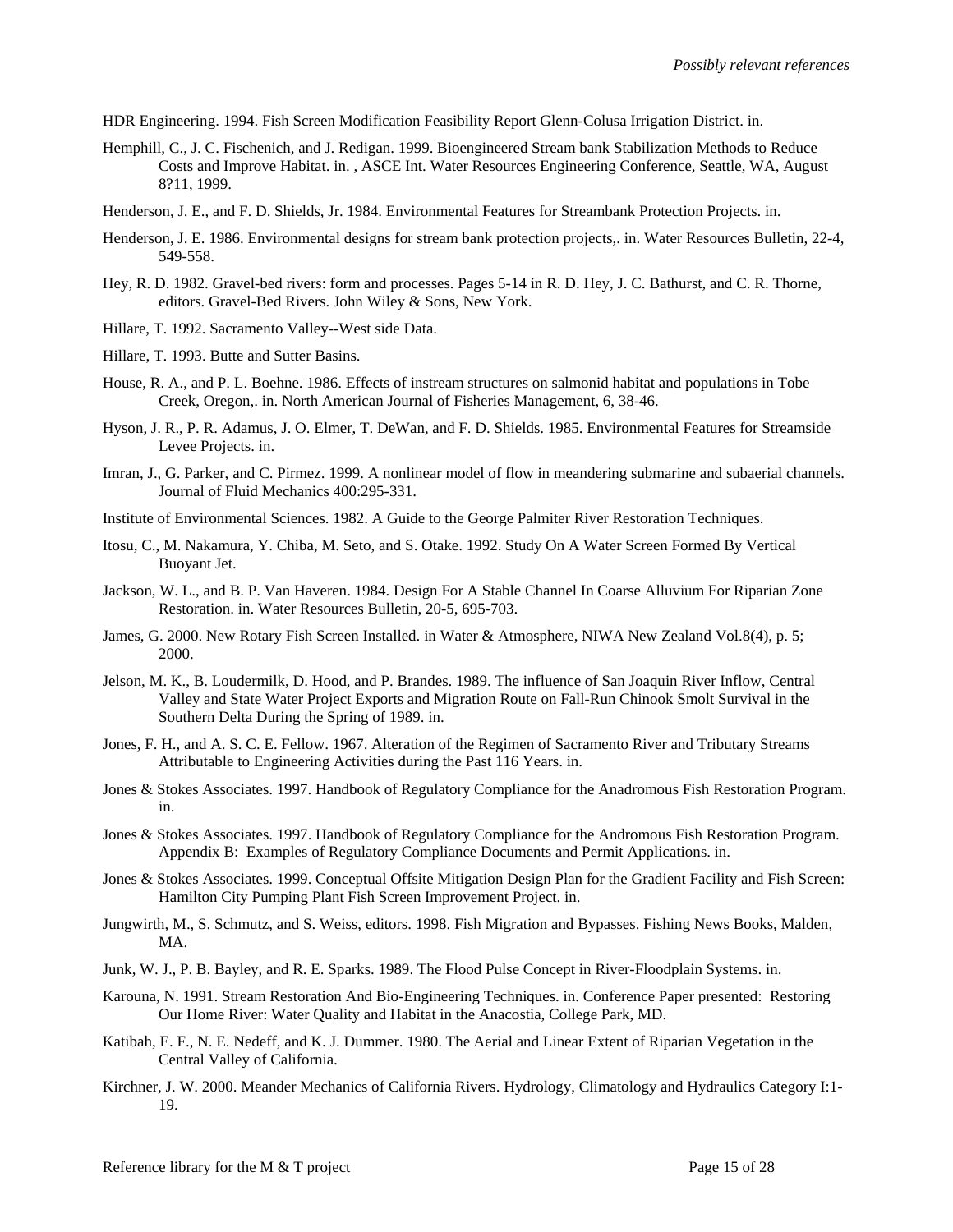HDR Engineering. 1994. Fish Screen Modification Feasibility Report Glenn-Colusa Irrigation District. in.

Hemphill, C., J. C. Fischenich, and J. Redigan. 1999. Bioengineered Stream bank Stabilization Methods to Reduce Costs and Improve Habitat. in. , ASCE Int. Water Resources Engineering Conference, Seattle, WA, August 8?11, 1999.

Henderson, J. E., and F. D. Shields, Jr. 1984. Environmental Features for Streambank Protection Projects. in.

Henderson, J. E. 1986. Environmental designs for stream bank protection projects,. in. Water Resources Bulletin, 22-4, 549-558.

Hey, R. D. 1982. Gravel-bed rivers: form and processes. Pages 5-14 in R. D. Hey, J. C. Bathurst, and C. R. Thorne, editors. Gravel-Bed Rivers. John Wiley & Sons, New York.

Hillare, T. 1992. Sacramento Valley--West side Data.

Hillare, T. 1993. Butte and Sutter Basins.

House, R. A., and P. L. Boehne. 1986. Effects of instream structures on salmonid habitat and populations in Tobe Creek, Oregon,. in. North American Journal of Fisheries Management, 6, 38-46.

Hyson, J. R., P. R. Adamus, J. O. Elmer, T. DeWan, and F. D. Shields. 1985. Environmental Features for Streamside Levee Projects. in.

Imran, J., G. Parker, and C. Pirmez. 1999. A nonlinear model of flow in meandering submarine and subaerial channels. Journal of Fluid Mechanics 400:295-331.

Institute of Environmental Sciences. 1982. A Guide to the George Palmiter River Restoration Techniques.

Itosu, C., M. Nakamura, Y. Chiba, M. Seto, and S. Otake. 1992. Study On A Water Screen Formed By Vertical Buoyant Jet.

Jackson, W. L., and B. P. Van Haveren. 1984. Design For A Stable Channel In Coarse Alluvium For Riparian Zone Restoration. in. Water Resources Bulletin, 20-5, 695-703.

James, G. 2000. New Rotary Fish Screen Installed. in Water & Atmosphere, NIWA New Zealand Vol.8(4), p. 5; 2000.

Jelson, M. K., B. Loudermilk, D. Hood, and P. Brandes. 1989. The influence of San Joaquin River Inflow, Central Valley and State Water Project Exports and Migration Route on Fall-Run Chinook Smolt Survival in the Southern Delta During the Spring of 1989. in.

Jones, F. H., and A. S. C. E. Fellow. 1967. Alteration of the Regimen of Sacramento River and Tributary Streams Attributable to Engineering Activities during the Past 116 Years. in.

Jones & Stokes Associates. 1997. Handbook of Regulatory Compliance for the Anadromous Fish Restoration Program. in.

Jones & Stokes Associates. 1997. Handbook of Regulatory Compliance for the Andromous Fish Restoration Program. Appendix B: Examples of Regulatory Compliance Documents and Permit Applications. in.

Jones & Stokes Associates. 1999. Conceptual Offsite Mitigation Design Plan for the Gradient Facility and Fish Screen: Hamilton City Pumping Plant Fish Screen Improvement Project. in.

Jungwirth, M., S. Schmutz, and S. Weiss, editors. 1998. Fish Migration and Bypasses. Fishing News Books, Malden, MA.

Junk, W. J., P. B. Bayley, and R. E. Sparks. 1989. The Flood Pulse Concept in River-Floodplain Systems. in.

Karouna, N. 1991. Stream Restoration And Bio-Engineering Techniques. in. Conference Paper presented: Restoring Our Home River: Water Quality and Habitat in the Anacostia, College Park, MD.

Katibah, E. F., N. E. Nedeff, and K. J. Dummer. 1980. The Aerial and Linear Extent of Riparian Vegetation in the Central Valley of California.

Kirchner, J. W. 2000. Meander Mechanics of California Rivers. Hydrology, Climatology and Hydraulics Category I:1-19.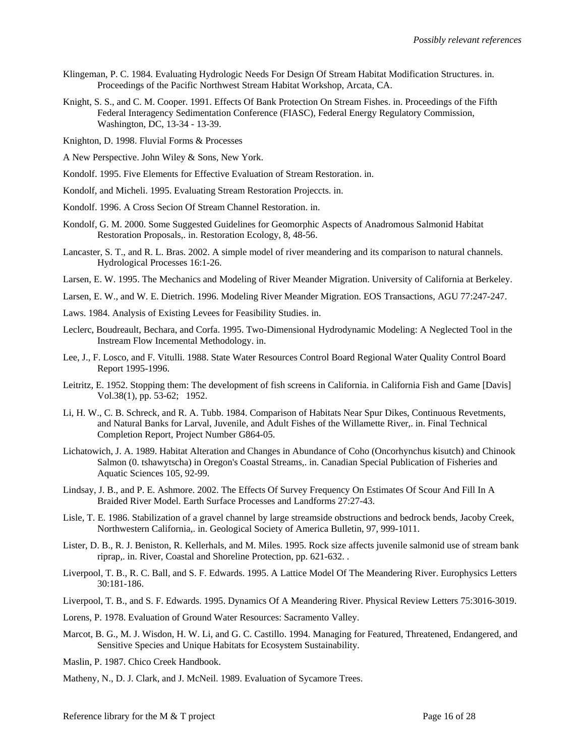Klingeman, P. C. 1984. Evaluating Hydrologic Needs For Design Of Stream Habitat Modification Structures. in. Proceedings of the Pacific Northwest Stream Habitat Workshop, Arcata, CA.

Knight, S. S., and C. M. Cooper. 1991. Effects Of Bank Protection On Stream Fishes. in. Proceedings of the Fifth Federal Interagency Sedimentation Conference (FIASC), Federal Energy Regulatory Commission, Washington, DC, 13-34 - 13-39.

Knighton, D. 1998. Fluvial Forms & Processes

A New Perspective. John Wiley & Sons, New York.

Kondolf. 1995. Five Elements for Effective Evaluation of Stream Restoration. in.

Kondolf, and Micheli. 1995. Evaluating Stream Restoration Projeccts. in.

Kondolf. 1996. A Cross Secion Of Stream Channel Restoration. in.

Kondolf, G. M. 2000. Some Suggested Guidelines for Geomorphic Aspects of Anadromous Salmonid Habitat Restoration Proposals,. in. Restoration Ecology, 8, 48-56.

Lancaster, S. T., and R. L. Bras. 2002. A simple model of river meandering and its comparison to natural channels. Hydrological Processes 16:1-26.

Larsen, E. W. 1995. The Mechanics and Modeling of River Meander Migration. University of California at Berkeley.

Larsen, E. W., and W. E. Dietrich. 1996. Modeling River Meander Migration. EOS Transactions, AGU 77:247-247.

Laws. 1984. Analysis of Existing Levees for Feasibility Studies. in.

Leclerc, Boudreault, Bechara, and Corfa. 1995. Two-Dimensional Hydrodynamic Modeling: A Neglected Tool in the Instream Flow Incemental Methodology. in.

Lee, J., F. Losco, and F. Vitulli. 1988. State Water Resources Control Board Regional Water Quality Control Board Report 1995-1996.

Leitritz, E. 1952. Stopping them: The development of fish screens in California. in California Fish and Game [Davis] Vol.38(1), pp. 53-62;   1952.

Li, H. W., C. B. Schreck, and R. A. Tubb. 1984. Comparison of Habitats Near Spur Dikes, Continuous Revetments, and Natural Banks for Larval, Juvenile, and Adult Fishes of the Willamette River,. in. Final Technical Completion Report, Project Number G864-05.

Lichatowich, J. A. 1989. Habitat Alteration and Changes in Abundance of Coho (Oncorhynchus kisutch) and Chinook Salmon (0. tshawytscha) in Oregon's Coastal Streams,. in. Canadian Special Publication of Fisheries and Aquatic Sciences 105, 92-99.

Lindsay, J. B., and P. E. Ashmore. 2002. The Effects Of Survey Frequency On Estimates Of Scour And Fill In A Braided River Model. Earth Surface Processes and Landforms 27:27-43.

Lisle, T. E. 1986. Stabilization of a gravel channel by large streamside obstructions and bedrock bends, Jacoby Creek, Northwestern California,. in. Geological Society of America Bulletin, 97, 999-1011.

Lister, D. B., R. J. Beniston, R. Kellerhals, and M. Miles. 1995. Rock size affects juvenile salmonid use of stream bank riprap,. in. River, Coastal and Shoreline Protection, pp. 621-632. .

Liverpool, T. B., R. C. Ball, and S. F. Edwards. 1995. A Lattice Model Of The Meandering River. Europhysics Letters 30:181-186.

Liverpool, T. B., and S. F. Edwards. 1995. Dynamics Of A Meandering River. Physical Review Letters 75:3016-3019.

Lorens, P. 1978. Evaluation of Ground Water Resources: Sacramento Valley.

Marcot, B. G., M. J. Wisdon, H. W. Li, and G. C. Castillo. 1994. Managing for Featured, Threatened, Endangered, and Sensitive Species and Unique Habitats for Ecosystem Sustainability.

Maslin, P. 1987. Chico Creek Handbook.

Matheny, N., D. J. Clark, and J. McNeil. 1989. Evaluation of Sycamore Trees.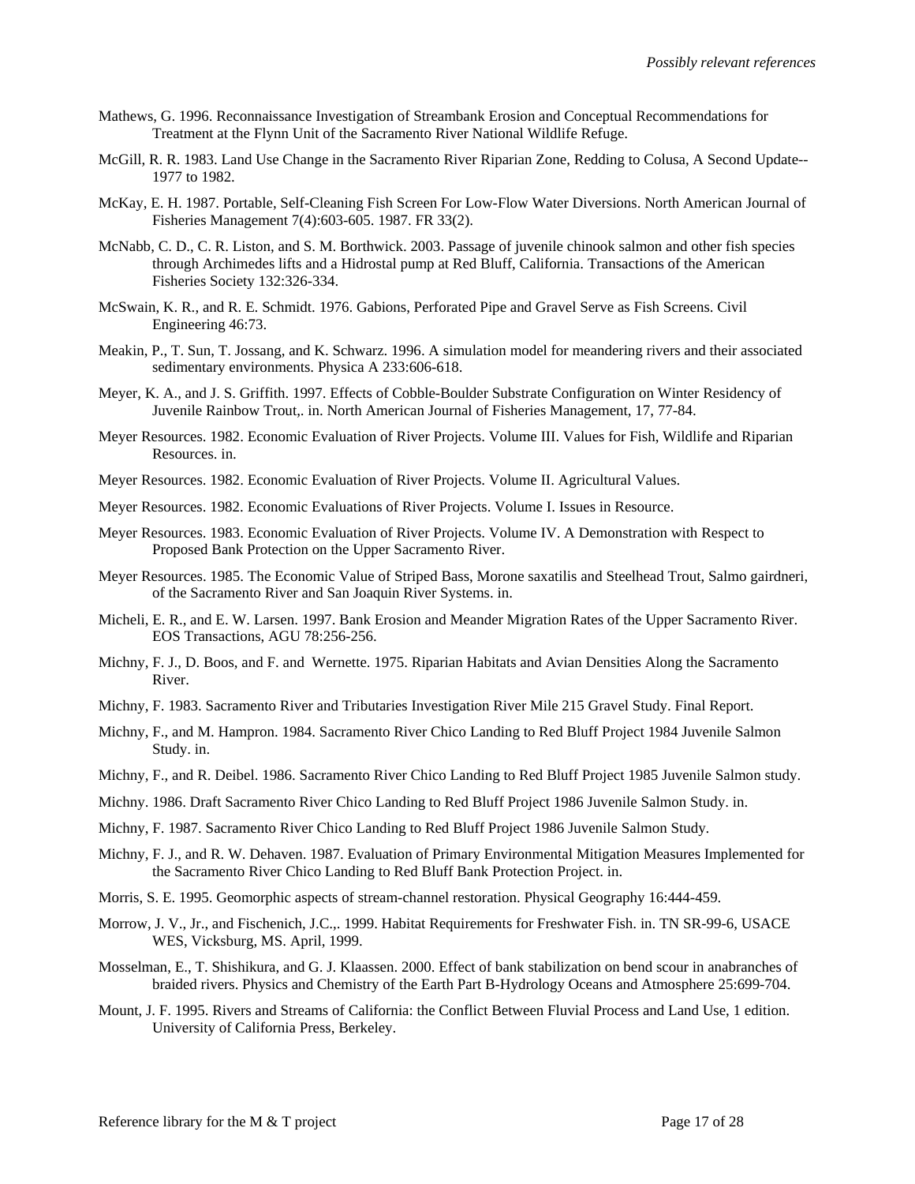Mathews, G. 1996. Reconnaissance Investigation of Streambank Erosion and Conceptual Recommendations for Treatment at the Flynn Unit of the Sacramento River National Wildlife Refuge.

McGill, R. R. 1983. Land Use Change in the Sacramento River Riparian Zone, Redding to Colusa, A Second Update--1977 to 1982.

McKay, E. H. 1987. Portable, Self-Cleaning Fish Screen For Low-Flow Water Diversions. North American Journal of Fisheries Management 7(4):603-605. 1987. FR 33(2).

McNabb, C. D., C. R. Liston, and S. M. Borthwick. 2003. Passage of juvenile chinook salmon and other fish species through Archimedes lifts and a Hidrostal pump at Red Bluff, California. Transactions of the American Fisheries Society 132:326-334.

McSwain, K. R., and R. E. Schmidt. 1976. Gabions, Perforated Pipe and Gravel Serve as Fish Screens. Civil Engineering 46:73.

Meakin, P., T. Sun, T. Jossang, and K. Schwarz. 1996. A simulation model for meandering rivers and their associated sedimentary environments. Physica A 233:606-618.

Meyer, K. A., and J. S. Griffith. 1997. Effects of Cobble-Boulder Substrate Configuration on Winter Residency of Juvenile Rainbow Trout,. in. North American Journal of Fisheries Management, 17, 77-84.

Meyer Resources. 1982. Economic Evaluation of River Projects. Volume III. Values for Fish, Wildlife and Riparian Resources. in.

Meyer Resources. 1982. Economic Evaluation of River Projects. Volume II. Agricultural Values.

Meyer Resources. 1982. Economic Evaluations of River Projects. Volume I. Issues in Resource.

Meyer Resources. 1983. Economic Evaluation of River Projects. Volume IV. A Demonstration with Respect to Proposed Bank Protection on the Upper Sacramento River.

Meyer Resources. 1985. The Economic Value of Striped Bass, Morone saxatilis and Steelhead Trout, Salmo gairdneri, of the Sacramento River and San Joaquin River Systems. in.

Micheli, E. R., and E. W. Larsen. 1997. Bank Erosion and Meander Migration Rates of the Upper Sacramento River. EOS Transactions, AGU 78:256-256.

Michny, F. J., D. Boos, and F. and Wernette. 1975. Riparian Habitats and Avian Densities Along the Sacramento River.

Michny, F. 1983. Sacramento River and Tributaries Investigation River Mile 215 Gravel Study. Final Report.

Michny, F., and M. Hampron. 1984. Sacramento River Chico Landing to Red Bluff Project 1984 Juvenile Salmon Study. in.

Michny, F., and R. Deibel. 1986. Sacramento River Chico Landing to Red Bluff Project 1985 Juvenile Salmon study.

Michny. 1986. Draft Sacramento River Chico Landing to Red Bluff Project 1986 Juvenile Salmon Study. in.

Michny, F. 1987. Sacramento River Chico Landing to Red Bluff Project 1986 Juvenile Salmon Study.

Michny, F. J., and R. W. Dehaven. 1987. Evaluation of Primary Environmental Mitigation Measures Implemented for the Sacramento River Chico Landing to Red Bluff Bank Protection Project. in.

Morris, S. E. 1995. Geomorphic aspects of stream-channel restoration. Physical Geography 16:444-459.

Morrow, J. V., Jr., and Fischenich, J.C.,. 1999. Habitat Requirements for Freshwater Fish. in. TN SR-99-6, USACE WES, Vicksburg, MS. April, 1999.

Mosselman, E., T. Shishikura, and G. J. Klaassen. 2000. Effect of bank stabilization on bend scour in anabranches of braided rivers. Physics and Chemistry of the Earth Part B-Hydrology Oceans and Atmosphere 25:699-704.

Mount, J. F. 1995. Rivers and Streams of California: the Conflict Between Fluvial Process and Land Use, 1 edition. University of California Press, Berkeley.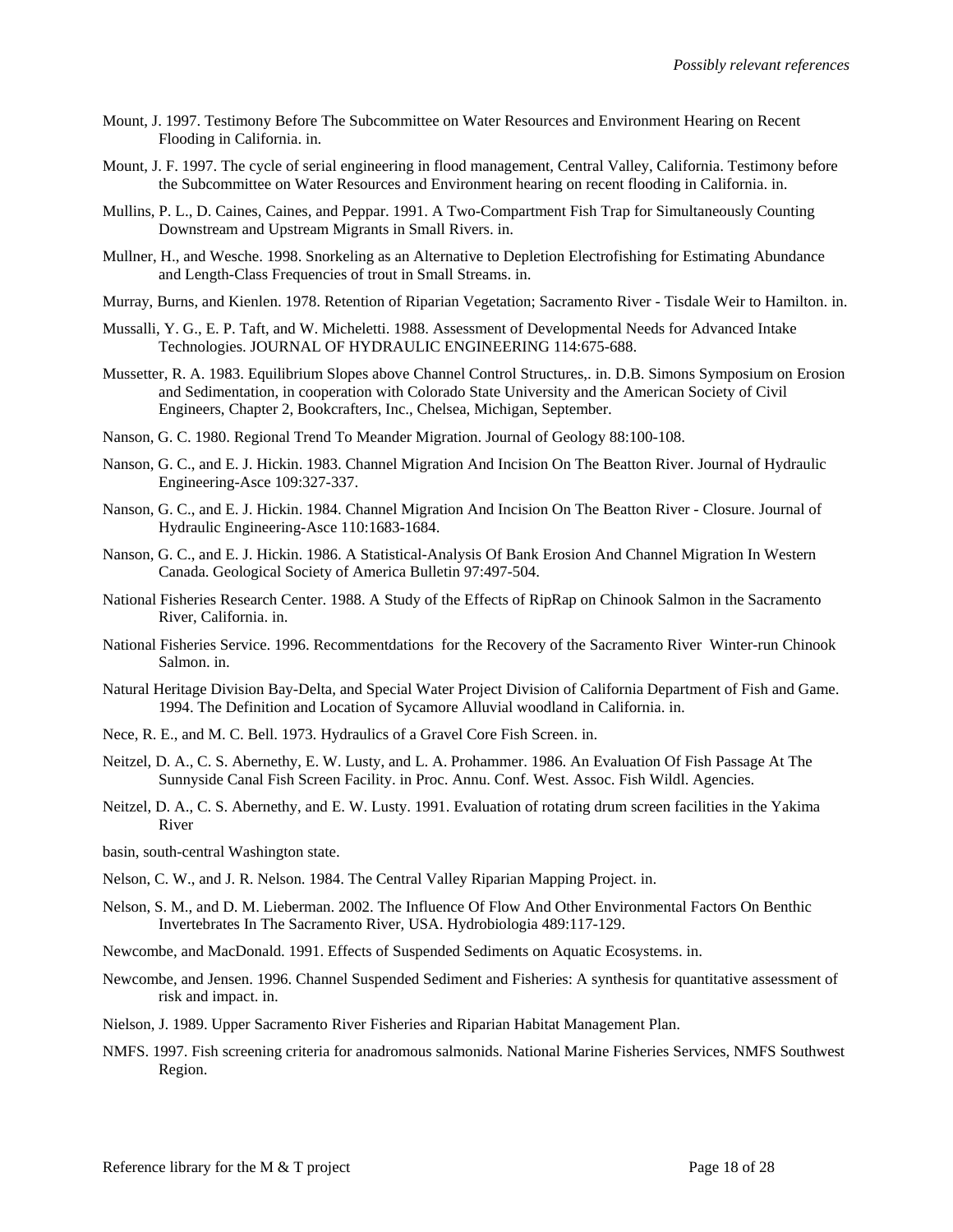Mount, J. 1997. Testimony Before The Subcommittee on Water Resources and Environment Hearing on Recent Flooding in California. in.

Mount, J. F. 1997. The cycle of serial engineering in flood management, Central Valley, California. Testimony before the Subcommittee on Water Resources and Environment hearing on recent flooding in California. in.

Mullins, P. L., D. Caines, Caines, and Peppar. 1991. A Two-Compartment Fish Trap for Simultaneously Counting Downstream and Upstream Migrants in Small Rivers. in.

Mullner, H., and Wesche. 1998. Snorkeling as an Alternative to Depletion Electrofishing for Estimating Abundance and Length-Class Frequencies of trout in Small Streams. in.

Murray, Burns, and Kienlen. 1978. Retention of Riparian Vegetation; Sacramento River - Tisdale Weir to Hamilton. in.

Mussalli, Y. G., E. P. Taft, and W. Micheletti. 1988. Assessment of Developmental Needs for Advanced Intake Technologies. JOURNAL OF HYDRAULIC ENGINEERING 114:675-688.

Mussetter, R. A. 1983. Equilibrium Slopes above Channel Control Structures,. in. D.B. Simons Symposium on Erosion and Sedimentation, in cooperation with Colorado State University and the American Society of Civil Engineers, Chapter 2, Bookcrafters, Inc., Chelsea, Michigan, September.

Nanson, G. C. 1980. Regional Trend To Meander Migration. Journal of Geology 88:100-108.

Nanson, G. C., and E. J. Hickin. 1983. Channel Migration And Incision On The Beatton River. Journal of Hydraulic Engineering-Asce 109:327-337.

Nanson, G. C., and E. J. Hickin. 1984. Channel Migration And Incision On The Beatton River - Closure. Journal of Hydraulic Engineering-Asce 110:1683-1684.

Nanson, G. C., and E. J. Hickin. 1986. A Statistical-Analysis Of Bank Erosion And Channel Migration In Western Canada. Geological Society of America Bulletin 97:497-504.

National Fisheries Research Center. 1988. A Study of the Effects of RipRap on Chinook Salmon in the Sacramento River, California. in.

National Fisheries Service. 1996. Recommentdations for the Recovery of the Sacramento River Winter-run Chinook Salmon. in.

Natural Heritage Division Bay-Delta, and Special Water Project Division of California Department of Fish and Game. 1994. The Definition and Location of Sycamore Alluvial woodland in California. in.

Nece, R. E., and M. C. Bell. 1973. Hydraulics of a Gravel Core Fish Screen. in.

Neitzel, D. A., C. S. Abernethy, E. W. Lusty, and L. A. Prohammer. 1986. An Evaluation Of Fish Passage At The Sunnyside Canal Fish Screen Facility. in Proc. Annu. Conf. West. Assoc. Fish Wildl. Agencies.

Neitzel, D. A., C. S. Abernethy, and E. W. Lusty. 1991. Evaluation of rotating drum screen facilities in the Yakima River

basin, south-central Washington state.

Nelson, C. W., and J. R. Nelson. 1984. The Central Valley Riparian Mapping Project. in.

Nelson, S. M., and D. M. Lieberman. 2002. The Influence Of Flow And Other Environmental Factors On Benthic Invertebrates In The Sacramento River, USA. Hydrobiologia 489:117-129.

Newcombe, and MacDonald. 1991. Effects of Suspended Sediments on Aquatic Ecosystems. in.

Newcombe, and Jensen. 1996. Channel Suspended Sediment and Fisheries: A synthesis for quantitative assessment of risk and impact. in.

Nielson, J. 1989. Upper Sacramento River Fisheries and Riparian Habitat Management Plan.

NMFS. 1997. Fish screening criteria for anadromous salmonids. National Marine Fisheries Services, NMFS Southwest Region.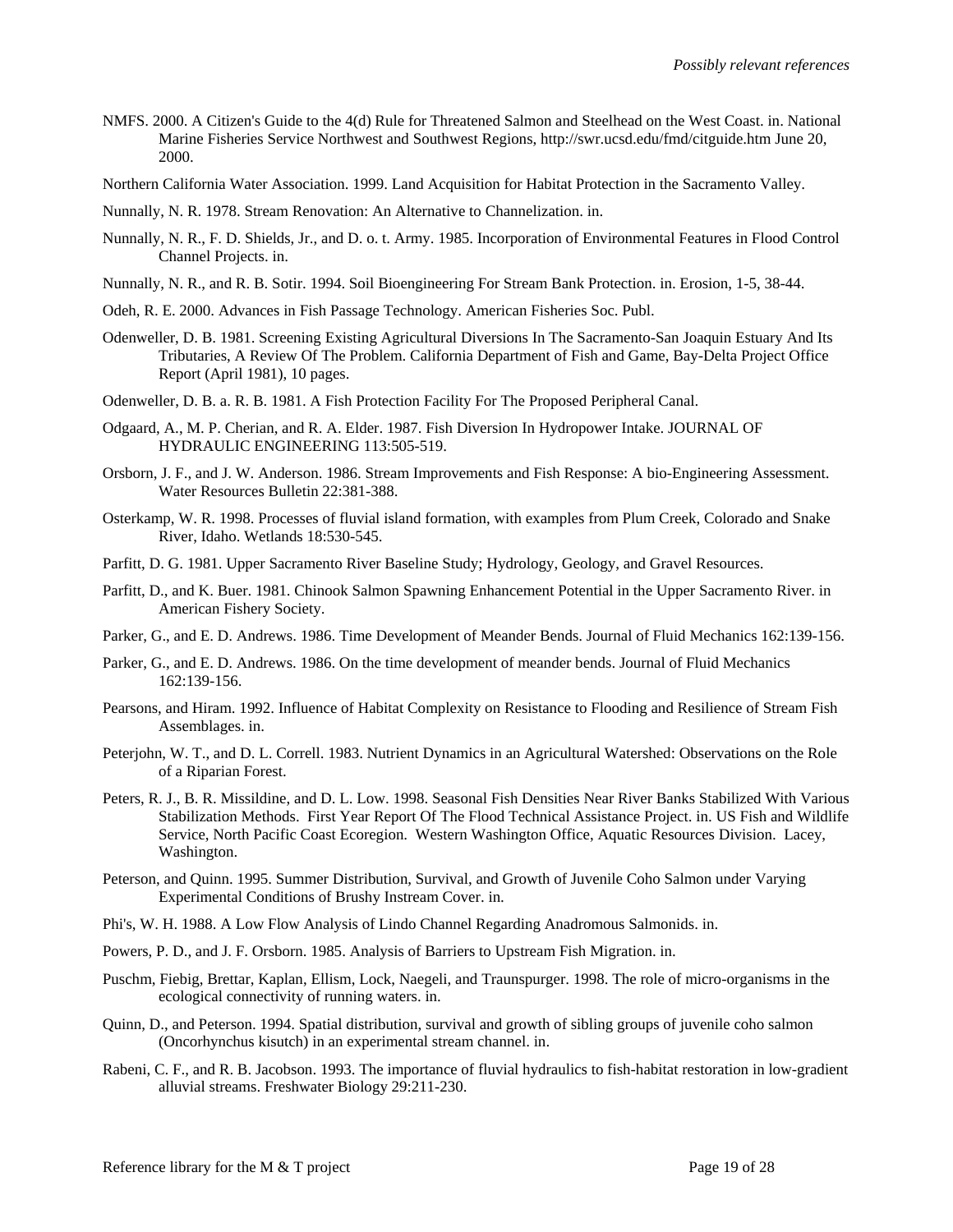NMFS. 2000. A Citizen's Guide to the 4(d) Rule for Threatened Salmon and Steelhead on the West Coast. in. National Marine Fisheries Service Northwest and Southwest Regions, http://swr.ucsd.edu/fmd/citguide.htm June 20, 2000.

Northern California Water Association. 1999. Land Acquisition for Habitat Protection in the Sacramento Valley.

Nunnally, N. R. 1978. Stream Renovation: An Alternative to Channelization. in.

Nunnally, N. R., F. D. Shields, Jr., and D. o. t. Army. 1985. Incorporation of Environmental Features in Flood Control Channel Projects. in.

Nunnally, N. R., and R. B. Sotir. 1994. Soil Bioengineering For Stream Bank Protection. in. Erosion, 1-5, 38-44.

Odeh, R. E. 2000. Advances in Fish Passage Technology. American Fisheries Soc. Publ.

Odenweller, D. B. 1981. Screening Existing Agricultural Diversions In The Sacramento-San Joaquin Estuary And Its Tributaries, A Review Of The Problem. California Department of Fish and Game, Bay-Delta Project Office Report (April 1981), 10 pages.

Odenweller, D. B. a. R. B. 1981. A Fish Protection Facility For The Proposed Peripheral Canal.

Odgaard, A., M. P. Cherian, and R. A. Elder. 1987. Fish Diversion In Hydropower Intake. JOURNAL OF HYDRAULIC ENGINEERING 113:505-519.

Orsborn, J. F., and J. W. Anderson. 1986. Stream Improvements and Fish Response: A bio-Engineering Assessment. Water Resources Bulletin 22:381-388.

Osterkamp, W. R. 1998. Processes of fluvial island formation, with examples from Plum Creek, Colorado and Snake River, Idaho. Wetlands 18:530-545.

Parfitt, D. G. 1981. Upper Sacramento River Baseline Study; Hydrology, Geology, and Gravel Resources.

Parfitt, D., and K. Buer. 1981. Chinook Salmon Spawning Enhancement Potential in the Upper Sacramento River. in American Fishery Society.

Parker, G., and E. D. Andrews. 1986. Time Development of Meander Bends. Journal of Fluid Mechanics 162:139-156.

Parker, G., and E. D. Andrews. 1986. On the time development of meander bends. Journal of Fluid Mechanics 162:139-156.

Pearsons, and Hiram. 1992. Influence of Habitat Complexity on Resistance to Flooding and Resilience of Stream Fish Assemblages. in.

Peterjohn, W. T., and D. L. Correll. 1983. Nutrient Dynamics in an Agricultural Watershed: Observations on the Role of a Riparian Forest.

Peters, R. J., B. R. Missildine, and D. L. Low. 1998. Seasonal Fish Densities Near River Banks Stabilized With Various Stabilization Methods. First Year Report Of The Flood Technical Assistance Project. in. US Fish and Wildlife Service, North Pacific Coast Ecoregion. Western Washington Office, Aquatic Resources Division. Lacey, Washington.

Peterson, and Quinn. 1995. Summer Distribution, Survival, and Growth of Juvenile Coho Salmon under Varying Experimental Conditions of Brushy Instream Cover. in.

Phi's, W. H. 1988. A Low Flow Analysis of Lindo Channel Regarding Anadromous Salmonids. in.

Powers, P. D., and J. F. Orsborn. 1985. Analysis of Barriers to Upstream Fish Migration. in.

Puschm, Fiebig, Brettar, Kaplan, Ellism, Lock, Naegeli, and Traunspurger. 1998. The role of micro-organisms in the ecological connectivity of running waters. in.

Quinn, D., and Peterson. 1994. Spatial distribution, survival and growth of sibling groups of juvenile coho salmon (Oncorhynchus kisutch) in an experimental stream channel. in.

Rabeni, C. F., and R. B. Jacobson. 1993. The importance of fluvial hydraulics to fish-habitat restoration in low-gradient alluvial streams. Freshwater Biology 29:211-230.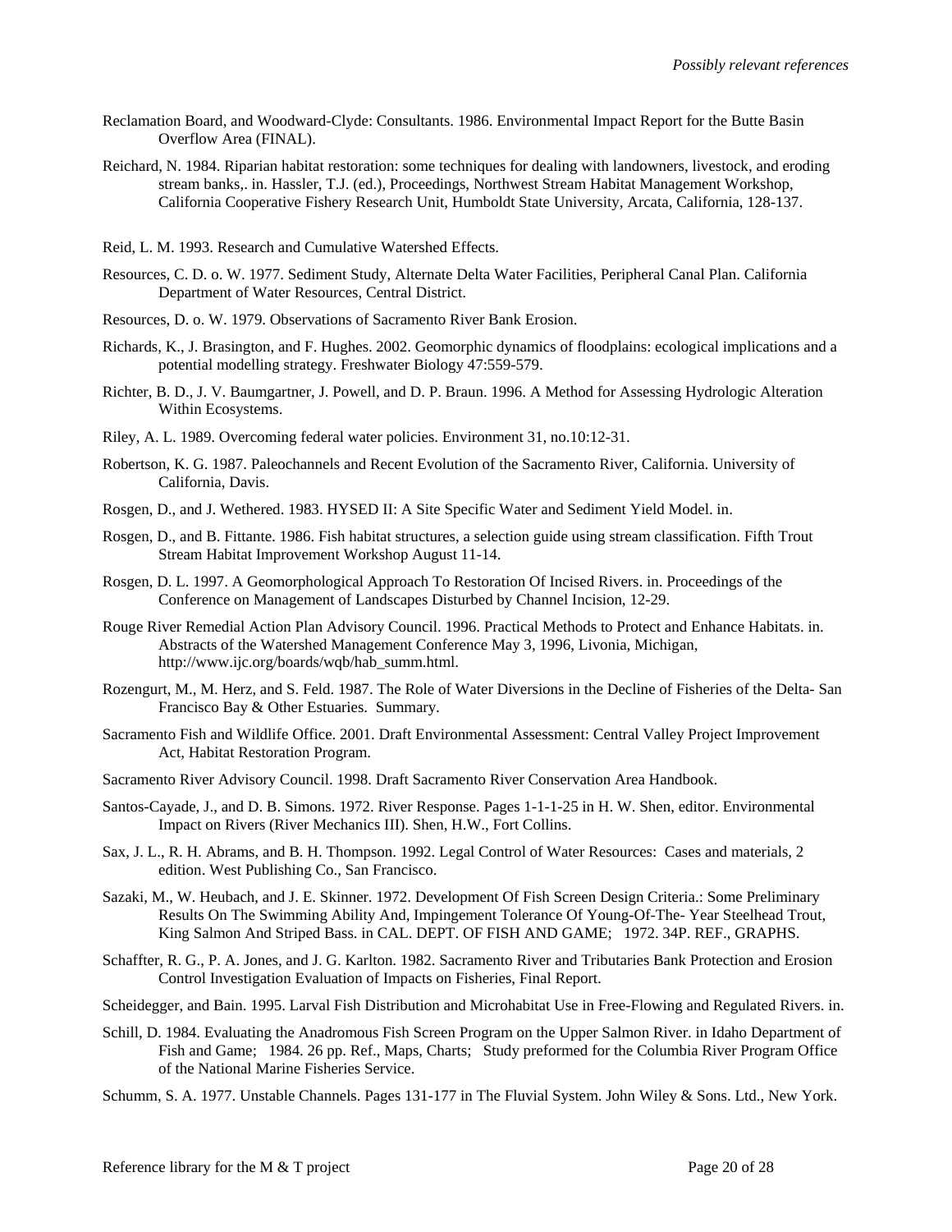Reclamation Board, and Woodward-Clyde: Consultants. 1986. Environmental Impact Report for the Butte Basin Overflow Area (FINAL).

Reichard, N. 1984. Riparian habitat restoration: some techniques for dealing with landowners, livestock, and eroding stream banks,. in. Hassler, T.J. (ed.), Proceedings, Northwest Stream Habitat Management Workshop, California Cooperative Fishery Research Unit, Humboldt State University, Arcata, California, 128-137.

Reid, L. M. 1993. Research and Cumulative Watershed Effects.

Resources, C. D. o. W. 1977. Sediment Study, Alternate Delta Water Facilities, Peripheral Canal Plan. California Department of Water Resources, Central District.

Resources, D. o. W. 1979. Observations of Sacramento River Bank Erosion.

Richards, K., J. Brasington, and F. Hughes. 2002. Geomorphic dynamics of floodplains: ecological implications and a potential modelling strategy. Freshwater Biology 47:559-579.

Richter, B. D., J. V. Baumgartner, J. Powell, and D. P. Braun. 1996. A Method for Assessing Hydrologic Alteration Within Ecosystems.

Riley, A. L. 1989. Overcoming federal water policies. Environment 31, no.10:12-31.

Robertson, K. G. 1987. Paleochannels and Recent Evolution of the Sacramento River, California. University of California, Davis.

Rosgen, D., and J. Wethered. 1983. HYSED II: A Site Specific Water and Sediment Yield Model. in.

Rosgen, D., and B. Fittante. 1986. Fish habitat structures, a selection guide using stream classification. Fifth Trout Stream Habitat Improvement Workshop August 11-14.

Rosgen, D. L. 1997. A Geomorphological Approach To Restoration Of Incised Rivers. in. Proceedings of the Conference on Management of Landscapes Disturbed by Channel Incision, 12-29.

Rouge River Remedial Action Plan Advisory Council. 1996. Practical Methods to Protect and Enhance Habitats. in. Abstracts of the Watershed Management Conference May 3, 1996, Livonia, Michigan, http://www.ijc.org/boards/wqb/hab_summ.html.

Rozengurt, M., M. Herz, and S. Feld. 1987. The Role of Water Diversions in the Decline of Fisheries of the Delta- San Francisco Bay & Other Estuaries. Summary.

Sacramento Fish and Wildlife Office. 2001. Draft Environmental Assessment: Central Valley Project Improvement Act, Habitat Restoration Program.

Sacramento River Advisory Council. 1998. Draft Sacramento River Conservation Area Handbook.

Santos-Cayade, J., and D. B. Simons. 1972. River Response. Pages 1-1-1-25 in H. W. Shen, editor. Environmental Impact on Rivers (River Mechanics III). Shen, H.W., Fort Collins.

Sax, J. L., R. H. Abrams, and B. H. Thompson. 1992. Legal Control of Water Resources: Cases and materials, 2 edition. West Publishing Co., San Francisco.

Sazaki, M., W. Heubach, and J. E. Skinner. 1972. Development Of Fish Screen Design Criteria.: Some Preliminary Results On The Swimming Ability And, Impingement Tolerance Of Young-Of-The- Year Steelhead Trout, King Salmon And Striped Bass. in CAL. DEPT. OF FISH AND GAME; 1972. 34P. REF., GRAPHS.

Schaffter, R. G., P. A. Jones, and J. G. Karlton. 1982. Sacramento River and Tributaries Bank Protection and Erosion Control Investigation Evaluation of Impacts on Fisheries, Final Report.

Scheidegger, and Bain. 1995. Larval Fish Distribution and Microhabitat Use in Free-Flowing and Regulated Rivers. in.

Schill, D. 1984. Evaluating the Anadromous Fish Screen Program on the Upper Salmon River. in Idaho Department of Fish and Game; 1984. 26 pp. Ref., Maps, Charts; Study preformed for the Columbia River Program Office of the National Marine Fisheries Service.

Schumm, S. A. 1977. Unstable Channels. Pages 131-177 in The Fluvial System. John Wiley & Sons. Ltd., New York.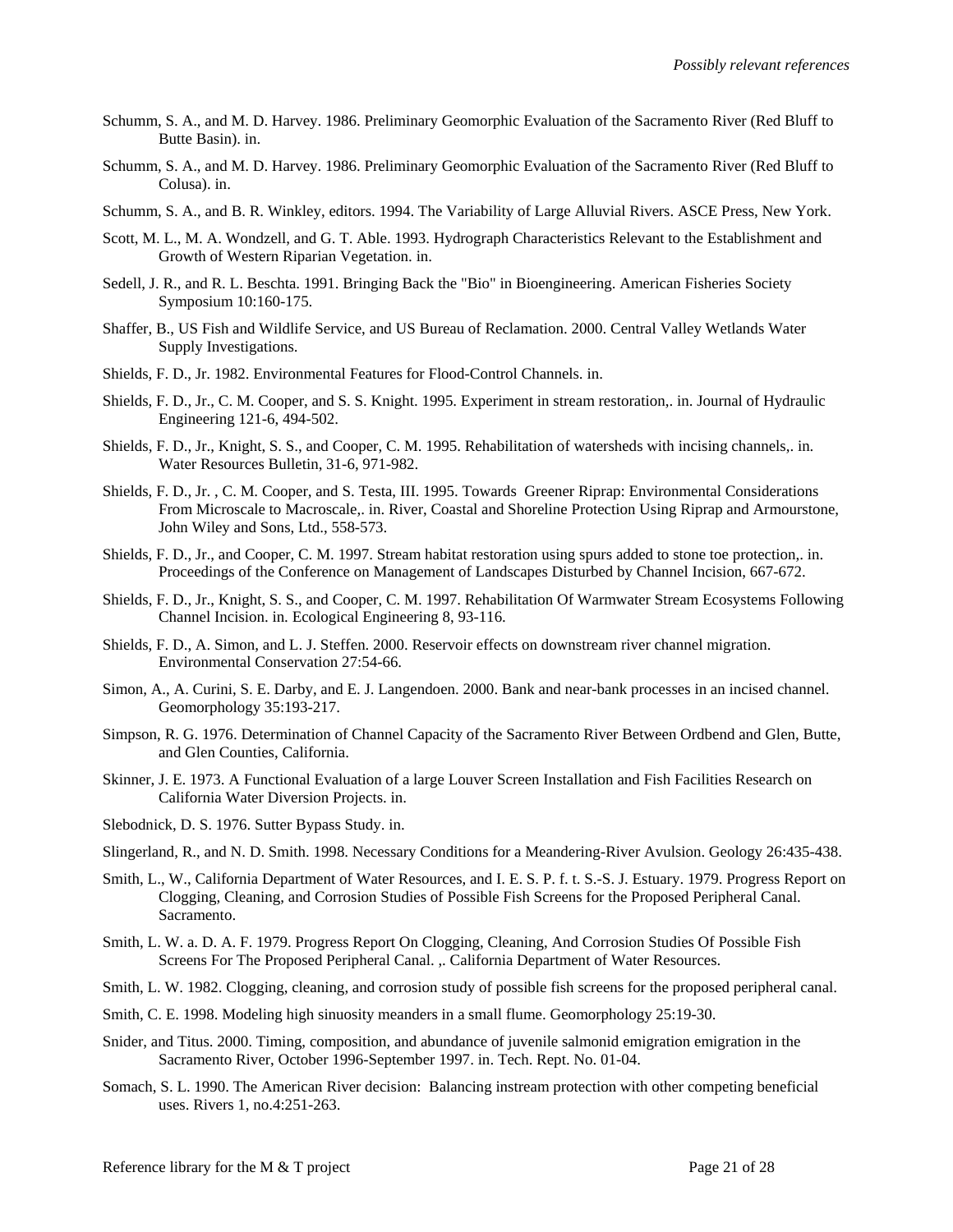Schumm, S. A., and M. D. Harvey. 1986. Preliminary Geomorphic Evaluation of the Sacramento River (Red Bluff to Butte Basin). in.

Schumm, S. A., and M. D. Harvey. 1986. Preliminary Geomorphic Evaluation of the Sacramento River (Red Bluff to Colusa). in.

Schumm, S. A., and B. R. Winkley, editors. 1994. The Variability of Large Alluvial Rivers. ASCE Press, New York.

Scott, M. L., M. A. Wondzell, and G. T. Able. 1993. Hydrograph Characteristics Relevant to the Establishment and Growth of Western Riparian Vegetation. in.

Sedell, J. R., and R. L. Beschta. 1991. Bringing Back the "Bio" in Bioengineering. American Fisheries Society Symposium 10:160-175.

Shaffer, B., US Fish and Wildlife Service, and US Bureau of Reclamation. 2000. Central Valley Wetlands Water Supply Investigations.

Shields, F. D., Jr. 1982. Environmental Features for Flood-Control Channels. in.

Shields, F. D., Jr., C. M. Cooper, and S. S. Knight. 1995. Experiment in stream restoration,. in. Journal of Hydraulic Engineering 121-6, 494-502.

Shields, F. D., Jr., Knight, S. S., and Cooper, C. M. 1995. Rehabilitation of watersheds with incising channels,. in. Water Resources Bulletin, 31-6, 971-982.

Shields, F. D., Jr. , C. M. Cooper, and S. Testa, III. 1995. Towards Greener Riprap: Environmental Considerations From Microscale to Macroscale,. in. River, Coastal and Shoreline Protection Using Riprap and Armourstone, John Wiley and Sons, Ltd., 558-573.

Shields, F. D., Jr., and Cooper, C. M. 1997. Stream habitat restoration using spurs added to stone toe protection,. in. Proceedings of the Conference on Management of Landscapes Disturbed by Channel Incision, 667-672.

Shields, F. D., Jr., Knight, S. S., and Cooper, C. M. 1997. Rehabilitation Of Warmwater Stream Ecosystems Following Channel Incision. in. Ecological Engineering 8, 93-116.

Shields, F. D., A. Simon, and L. J. Steffen. 2000. Reservoir effects on downstream river channel migration. Environmental Conservation 27:54-66.

Simon, A., A. Curini, S. E. Darby, and E. J. Langendoen. 2000. Bank and near-bank processes in an incised channel. Geomorphology 35:193-217.

Simpson, R. G. 1976. Determination of Channel Capacity of the Sacramento River Between Ordbend and Glen, Butte, and Glen Counties, California.

Skinner, J. E. 1973. A Functional Evaluation of a large Louver Screen Installation and Fish Facilities Research on California Water Diversion Projects. in.

Slebodnick, D. S. 1976. Sutter Bypass Study. in.

Slingerland, R., and N. D. Smith. 1998. Necessary Conditions for a Meandering-River Avulsion. Geology 26:435-438.

Smith, L., W., California Department of Water Resources, and I. E. S. P. f. t. S.-S. J. Estuary. 1979. Progress Report on Clogging, Cleaning, and Corrosion Studies of Possible Fish Screens for the Proposed Peripheral Canal. Sacramento.

Smith, L. W. a. D. A. F. 1979. Progress Report On Clogging, Cleaning, And Corrosion Studies Of Possible Fish Screens For The Proposed Peripheral Canal. ,. California Department of Water Resources.

Smith, L. W. 1982. Clogging, cleaning, and corrosion study of possible fish screens for the proposed peripheral canal.

Smith, C. E. 1998. Modeling high sinuosity meanders in a small flume. Geomorphology 25:19-30.

Snider, and Titus. 2000. Timing, composition, and abundance of juvenile salmonid emigration emigration in the Sacramento River, October 1996-September 1997. in. Tech. Rept. No. 01-04.

Somach, S. L. 1990. The American River decision: Balancing instream protection with other competing beneficial uses. Rivers 1, no.4:251-263.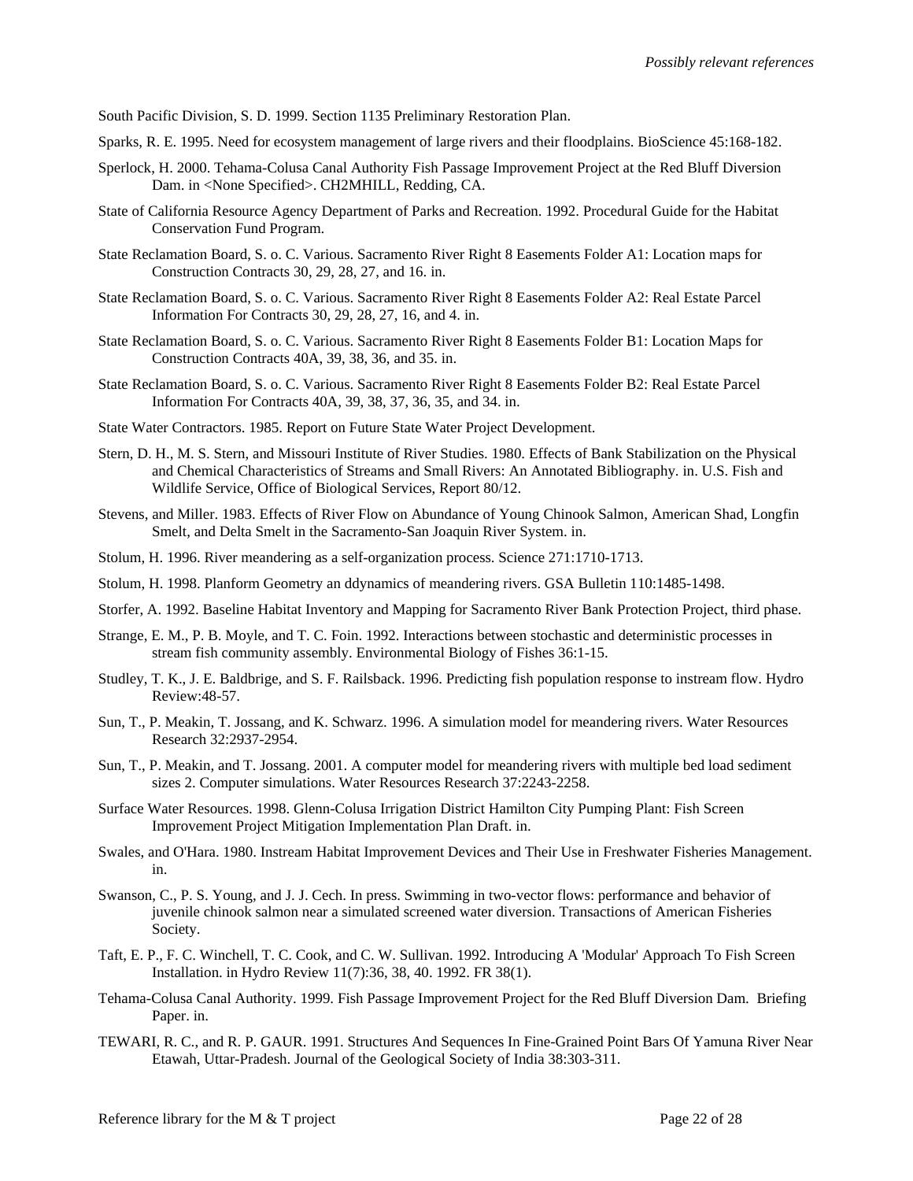South Pacific Division, S. D. 1999. Section 1135 Preliminary Restoration Plan.

Sparks, R. E. 1995. Need for ecosystem management of large rivers and their floodplains. BioScience 45:168-182.

Sperlock, H. 2000. Tehama-Colusa Canal Authority Fish Passage Improvement Project at the Red Bluff Diversion Dam. in <None Specified>. CH2MHILL, Redding, CA.

State of California Resource Agency Department of Parks and Recreation. 1992. Procedural Guide for the Habitat Conservation Fund Program.

State Reclamation Board, S. o. C. Various. Sacramento River Right 8 Easements Folder A1: Location maps for Construction Contracts 30, 29, 28, 27, and 16. in.

State Reclamation Board, S. o. C. Various. Sacramento River Right 8 Easements Folder A2: Real Estate Parcel Information For Contracts 30, 29, 28, 27, 16, and 4. in.

State Reclamation Board, S. o. C. Various. Sacramento River Right 8 Easements Folder B1: Location Maps for Construction Contracts 40A, 39, 38, 36, and 35. in.

State Reclamation Board, S. o. C. Various. Sacramento River Right 8 Easements Folder B2: Real Estate Parcel Information For Contracts 40A, 39, 38, 37, 36, 35, and 34. in.

State Water Contractors. 1985. Report on Future State Water Project Development.

Stern, D. H., M. S. Stern, and Missouri Institute of River Studies. 1980. Effects of Bank Stabilization on the Physical and Chemical Characteristics of Streams and Small Rivers: An Annotated Bibliography. in. U.S. Fish and Wildlife Service, Office of Biological Services, Report 80/12.

Stevens, and Miller. 1983. Effects of River Flow on Abundance of Young Chinook Salmon, American Shad, Longfin Smelt, and Delta Smelt in the Sacramento-San Joaquin River System. in.

Stolum, H. 1996. River meandering as a self-organization process. Science 271:1710-1713.

Stolum, H. 1998. Planform Geometry an ddynamics of meandering rivers. GSA Bulletin 110:1485-1498.

Storfer, A. 1992. Baseline Habitat Inventory and Mapping for Sacramento River Bank Protection Project, third phase.

Strange, E. M., P. B. Moyle, and T. C. Foin. 1992. Interactions between stochastic and deterministic processes in stream fish community assembly. Environmental Biology of Fishes 36:1-15.

Studley, T. K., J. E. Baldbrige, and S. F. Railsback. 1996. Predicting fish population response to instream flow. Hydro Review:48-57.

Sun, T., P. Meakin, T. Jossang, and K. Schwarz. 1996. A simulation model for meandering rivers. Water Resources Research 32:2937-2954.

Sun, T., P. Meakin, and T. Jossang. 2001. A computer model for meandering rivers with multiple bed load sediment sizes 2. Computer simulations. Water Resources Research 37:2243-2258.

Surface Water Resources. 1998. Glenn-Colusa Irrigation District Hamilton City Pumping Plant: Fish Screen Improvement Project Mitigation Implementation Plan Draft. in.

Swales, and O'Hara. 1980. Instream Habitat Improvement Devices and Their Use in Freshwater Fisheries Management. in.

Swanson, C., P. S. Young, and J. J. Cech. In press. Swimming in two-vector flows: performance and behavior of juvenile chinook salmon near a simulated screened water diversion. Transactions of American Fisheries Society.

Taft, E. P., F. C. Winchell, T. C. Cook, and C. W. Sullivan. 1992. Introducing A 'Modular' Approach To Fish Screen Installation. in Hydro Review 11(7):36, 38, 40. 1992. FR 38(1).

Tehama-Colusa Canal Authority. 1999. Fish Passage Improvement Project for the Red Bluff Diversion Dam. Briefing Paper. in.

TEWARI, R. C., and R. P. GAUR. 1991. Structures And Sequences In Fine-Grained Point Bars Of Yamuna River Near Etawah, Uttar-Pradesh. Journal of the Geological Society of India 38:303-311.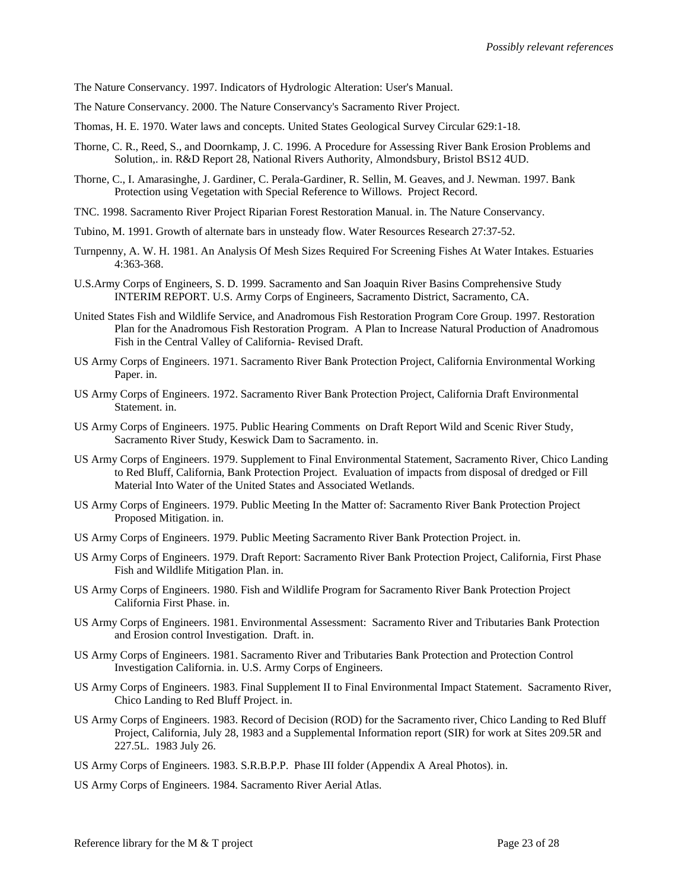The Nature Conservancy. 1997. Indicators of Hydrologic Alteration: User's Manual.

The Nature Conservancy. 2000. The Nature Conservancy's Sacramento River Project.

Thomas, H. E. 1970. Water laws and concepts. United States Geological Survey Circular 629:1-18.

Thorne, C. R., Reed, S., and Doornkamp, J. C. 1996. A Procedure for Assessing River Bank Erosion Problems and Solution,. in. R&D Report 28, National Rivers Authority, Almondsbury, Bristol BS12 4UD.

Thorne, C., I. Amarasinghe, J. Gardiner, C. Perala-Gardiner, R. Sellin, M. Geaves, and J. Newman. 1997. Bank Protection using Vegetation with Special Reference to Willows. Project Record.

TNC. 1998. Sacramento River Project Riparian Forest Restoration Manual. in. The Nature Conservancy.

Tubino, M. 1991. Growth of alternate bars in unsteady flow. Water Resources Research 27:37-52.

Turnpenny, A. W. H. 1981. An Analysis Of Mesh Sizes Required For Screening Fishes At Water Intakes. Estuaries 4:363-368.

U.S.Army Corps of Engineers, S. D. 1999. Sacramento and San Joaquin River Basins Comprehensive Study INTERIM REPORT. U.S. Army Corps of Engineers, Sacramento District, Sacramento, CA.

United States Fish and Wildlife Service, and Anadromous Fish Restoration Program Core Group. 1997. Restoration Plan for the Anadromous Fish Restoration Program. A Plan to Increase Natural Production of Anadromous Fish in the Central Valley of California- Revised Draft.

US Army Corps of Engineers. 1971. Sacramento River Bank Protection Project, California Environmental Working Paper. in.

US Army Corps of Engineers. 1972. Sacramento River Bank Protection Project, California Draft Environmental Statement. in.

US Army Corps of Engineers. 1975. Public Hearing Comments on Draft Report Wild and Scenic River Study, Sacramento River Study, Keswick Dam to Sacramento. in.

US Army Corps of Engineers. 1979. Supplement to Final Environmental Statement, Sacramento River, Chico Landing to Red Bluff, California, Bank Protection Project. Evaluation of impacts from disposal of dredged or Fill Material Into Water of the United States and Associated Wetlands.

US Army Corps of Engineers. 1979. Public Meeting In the Matter of: Sacramento River Bank Protection Project Proposed Mitigation. in.

US Army Corps of Engineers. 1979. Public Meeting Sacramento River Bank Protection Project. in.

US Army Corps of Engineers. 1979. Draft Report: Sacramento River Bank Protection Project, California, First Phase Fish and Wildlife Mitigation Plan. in.

US Army Corps of Engineers. 1980. Fish and Wildlife Program for Sacramento River Bank Protection Project California First Phase. in.

US Army Corps of Engineers. 1981. Environmental Assessment: Sacramento River and Tributaries Bank Protection and Erosion control Investigation. Draft. in.

US Army Corps of Engineers. 1981. Sacramento River and Tributaries Bank Protection and Protection Control Investigation California. in. U.S. Army Corps of Engineers.

US Army Corps of Engineers. 1983. Final Supplement II to Final Environmental Impact Statement. Sacramento River, Chico Landing to Red Bluff Project. in.

US Army Corps of Engineers. 1983. Record of Decision (ROD) for the Sacramento river, Chico Landing to Red Bluff Project, California, July 28, 1983 and a Supplemental Information report (SIR) for work at Sites 209.5R and 227.5L. 1983 July 26.

US Army Corps of Engineers. 1983. S.R.B.P.P. Phase III folder (Appendix A Areal Photos). in.

US Army Corps of Engineers. 1984. Sacramento River Aerial Atlas.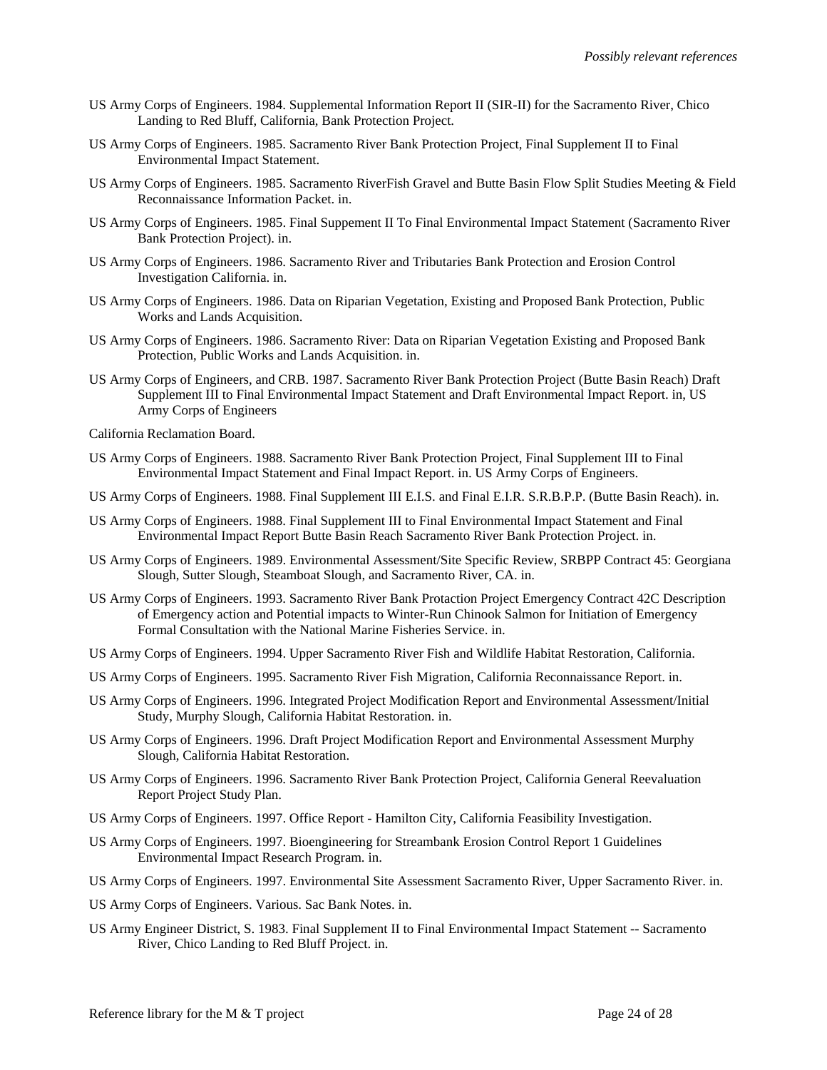US Army Corps of Engineers. 1984. Supplemental Information Report II (SIR-II) for the Sacramento River, Chico Landing to Red Bluff, California, Bank Protection Project.

US Army Corps of Engineers. 1985. Sacramento River Bank Protection Project, Final Supplement II to Final Environmental Impact Statement.

US Army Corps of Engineers. 1985. Sacramento RiverFish Gravel and Butte Basin Flow Split Studies Meeting & Field Reconnaissance Information Packet. in.

US Army Corps of Engineers. 1985. Final Suppement II To Final Environmental Impact Statement (Sacramento River Bank Protection Project). in.

US Army Corps of Engineers. 1986. Sacramento River and Tributaries Bank Protection and Erosion Control Investigation California. in.

US Army Corps of Engineers. 1986. Data on Riparian Vegetation, Existing and Proposed Bank Protection, Public Works and Lands Acquisition.

US Army Corps of Engineers. 1986. Sacramento River: Data on Riparian Vegetation Existing and Proposed Bank Protection, Public Works and Lands Acquisition. in.

US Army Corps of Engineers, and CRB. 1987. Sacramento River Bank Protection Project (Butte Basin Reach) Draft Supplement III to Final Environmental Impact Statement and Draft Environmental Impact Report. in, US Army Corps of Engineers

California Reclamation Board.

US Army Corps of Engineers. 1988. Sacramento River Bank Protection Project, Final Supplement III to Final Environmental Impact Statement and Final Impact Report. in. US Army Corps of Engineers.

US Army Corps of Engineers. 1988. Final Supplement III E.I.S. and Final E.I.R. S.R.B.P.P. (Butte Basin Reach). in.

US Army Corps of Engineers. 1988. Final Supplement III to Final Environmental Impact Statement and Final Environmental Impact Report Butte Basin Reach Sacramento River Bank Protection Project. in.

US Army Corps of Engineers. 1989. Environmental Assessment/Site Specific Review, SRBPP Contract 45: Georgiana Slough, Sutter Slough, Steamboat Slough, and Sacramento River, CA. in.

US Army Corps of Engineers. 1993. Sacramento River Bank Protaction Project Emergency Contract 42C Description of Emergency action and Potential impacts to Winter-Run Chinook Salmon for Initiation of Emergency Formal Consultation with the National Marine Fisheries Service. in.

US Army Corps of Engineers. 1994. Upper Sacramento River Fish and Wildlife Habitat Restoration, California.

US Army Corps of Engineers. 1995. Sacramento River Fish Migration, California Reconnaissance Report. in.

US Army Corps of Engineers. 1996. Integrated Project Modification Report and Environmental Assessment/Initial Study, Murphy Slough, California Habitat Restoration. in.

US Army Corps of Engineers. 1996. Draft Project Modification Report and Environmental Assessment Murphy Slough, California Habitat Restoration.

US Army Corps of Engineers. 1996. Sacramento River Bank Protection Project, California General Reevaluation Report Project Study Plan.

US Army Corps of Engineers. 1997. Office Report - Hamilton City, California Feasibility Investigation.

US Army Corps of Engineers. 1997. Bioengineering for Streambank Erosion Control Report 1 Guidelines Environmental Impact Research Program. in.

US Army Corps of Engineers. 1997. Environmental Site Assessment Sacramento River, Upper Sacramento River. in.

US Army Corps of Engineers. Various. Sac Bank Notes. in.

US Army Engineer District, S. 1983. Final Supplement II to Final Environmental Impact Statement -- Sacramento River, Chico Landing to Red Bluff Project. in.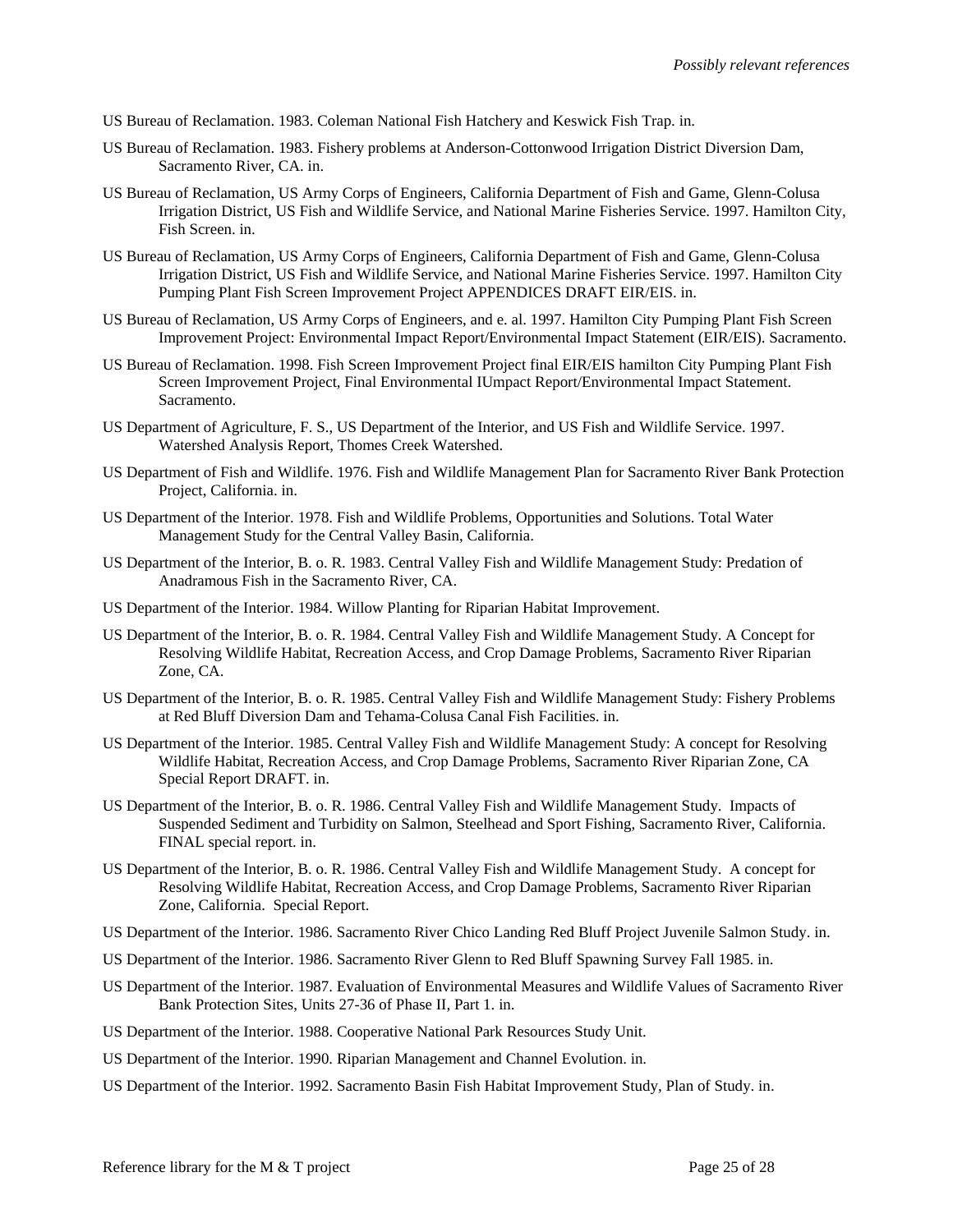US Bureau of Reclamation. 1983. Coleman National Fish Hatchery and Keswick Fish Trap. in.

US Bureau of Reclamation. 1983. Fishery problems at Anderson-Cottonwood Irrigation District Diversion Dam, Sacramento River, CA. in.

US Bureau of Reclamation, US Army Corps of Engineers, California Department of Fish and Game, Glenn-Colusa Irrigation District, US Fish and Wildlife Service, and National Marine Fisheries Service. 1997. Hamilton City, Fish Screen. in.

US Bureau of Reclamation, US Army Corps of Engineers, California Department of Fish and Game, Glenn-Colusa Irrigation District, US Fish and Wildlife Service, and National Marine Fisheries Service. 1997. Hamilton City Pumping Plant Fish Screen Improvement Project APPENDICES DRAFT EIR/EIS. in.

US Bureau of Reclamation, US Army Corps of Engineers, and e. al. 1997. Hamilton City Pumping Plant Fish Screen Improvement Project: Environmental Impact Report/Environmental Impact Statement (EIR/EIS). Sacramento.

US Bureau of Reclamation. 1998. Fish Screen Improvement Project final EIR/EIS hamilton City Pumping Plant Fish Screen Improvement Project, Final Environmental IUmpact Report/Environmental Impact Statement. Sacramento.

US Department of Agriculture, F. S., US Department of the Interior, and US Fish and Wildlife Service. 1997. Watershed Analysis Report, Thomes Creek Watershed.

US Department of Fish and Wildlife. 1976. Fish and Wildlife Management Plan for Sacramento River Bank Protection Project, California. in.

US Department of the Interior. 1978. Fish and Wildlife Problems, Opportunities and Solutions. Total Water Management Study for the Central Valley Basin, California.

US Department of the Interior, B. o. R. 1983. Central Valley Fish and Wildlife Management Study: Predation of Anadramous Fish in the Sacramento River, CA.

US Department of the Interior. 1984. Willow Planting for Riparian Habitat Improvement.

US Department of the Interior, B. o. R. 1984. Central Valley Fish and Wildlife Management Study. A Concept for Resolving Wildlife Habitat, Recreation Access, and Crop Damage Problems, Sacramento River Riparian Zone, CA.

US Department of the Interior, B. o. R. 1985. Central Valley Fish and Wildlife Management Study: Fishery Problems at Red Bluff Diversion Dam and Tehama-Colusa Canal Fish Facilities. in.

US Department of the Interior. 1985. Central Valley Fish and Wildlife Management Study: A concept for Resolving Wildlife Habitat, Recreation Access, and Crop Damage Problems, Sacramento River Riparian Zone, CA Special Report DRAFT. in.

US Department of the Interior, B. o. R. 1986. Central Valley Fish and Wildlife Management Study. Impacts of Suspended Sediment and Turbidity on Salmon, Steelhead and Sport Fishing, Sacramento River, California. FINAL special report. in.

US Department of the Interior, B. o. R. 1986. Central Valley Fish and Wildlife Management Study. A concept for Resolving Wildlife Habitat, Recreation Access, and Crop Damage Problems, Sacramento River Riparian Zone, California. Special Report.

US Department of the Interior. 1986. Sacramento River Chico Landing Red Bluff Project Juvenile Salmon Study. in.

US Department of the Interior. 1986. Sacramento River Glenn to Red Bluff Spawning Survey Fall 1985. in.

US Department of the Interior. 1987. Evaluation of Environmental Measures and Wildlife Values of Sacramento River Bank Protection Sites, Units 27-36 of Phase II, Part 1. in.

US Department of the Interior. 1988. Cooperative National Park Resources Study Unit.

US Department of the Interior. 1990. Riparian Management and Channel Evolution. in.

US Department of the Interior. 1992. Sacramento Basin Fish Habitat Improvement Study, Plan of Study. in.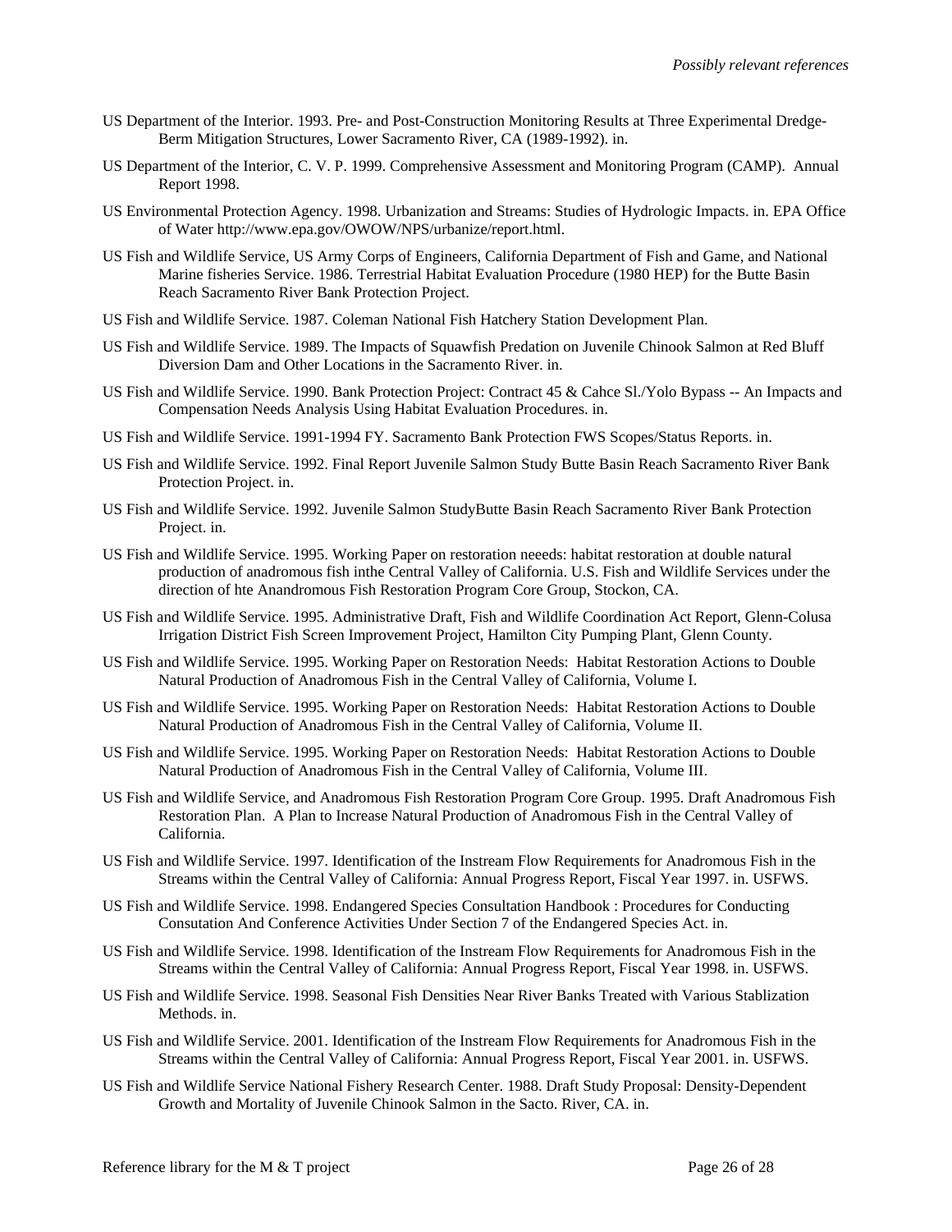US Department of the Interior. 1993. Pre- and Post-Construction Monitoring Results at Three Experimental Dredge-Berm Mitigation Structures, Lower Sacramento River, CA (1989-1992). in.

US Department of the Interior, C. V. P. 1999. Comprehensive Assessment and Monitoring Program (CAMP). Annual Report 1998.

US Environmental Protection Agency. 1998. Urbanization and Streams: Studies of Hydrologic Impacts. in. EPA Office of Water http://www.epa.gov/OWOW/NPS/urbanize/report.html.

US Fish and Wildlife Service, US Army Corps of Engineers, California Department of Fish and Game, and National Marine fisheries Service. 1986. Terrestrial Habitat Evaluation Procedure (1980 HEP) for the Butte Basin Reach Sacramento River Bank Protection Project.

US Fish and Wildlife Service. 1987. Coleman National Fish Hatchery Station Development Plan.

US Fish and Wildlife Service. 1989. The Impacts of Squawfish Predation on Juvenile Chinook Salmon at Red Bluff Diversion Dam and Other Locations in the Sacramento River. in.

US Fish and Wildlife Service. 1990. Bank Protection Project: Contract 45 & Cahce Sl./Yolo Bypass -- An Impacts and Compensation Needs Analysis Using Habitat Evaluation Procedures. in.

US Fish and Wildlife Service. 1991-1994 FY. Sacramento Bank Protection FWS Scopes/Status Reports. in.

US Fish and Wildlife Service. 1992. Final Report Juvenile Salmon Study Butte Basin Reach Sacramento River Bank Protection Project. in.

US Fish and Wildlife Service. 1992. Juvenile Salmon StudyButte Basin Reach Sacramento River Bank Protection Project. in.

US Fish and Wildlife Service. 1995. Working Paper on restoration neeeds: habitat restoration at double natural production of anadromous fish inthe Central Valley of California. U.S. Fish and Wildlife Services under the direction of hte Anandromous Fish Restoration Program Core Group, Stockon, CA.

US Fish and Wildlife Service. 1995. Administrative Draft, Fish and Wildlife Coordination Act Report, Glenn-Colusa Irrigation District Fish Screen Improvement Project, Hamilton City Pumping Plant, Glenn County.

US Fish and Wildlife Service. 1995. Working Paper on Restoration Needs: Habitat Restoration Actions to Double Natural Production of Anadromous Fish in the Central Valley of California, Volume I.

US Fish and Wildlife Service. 1995. Working Paper on Restoration Needs: Habitat Restoration Actions to Double Natural Production of Anadromous Fish in the Central Valley of California, Volume II.

US Fish and Wildlife Service. 1995. Working Paper on Restoration Needs: Habitat Restoration Actions to Double Natural Production of Anadromous Fish in the Central Valley of California, Volume III.

US Fish and Wildlife Service, and Anadromous Fish Restoration Program Core Group. 1995. Draft Anadromous Fish Restoration Plan. A Plan to Increase Natural Production of Anadromous Fish in the Central Valley of California.

US Fish and Wildlife Service. 1997. Identification of the Instream Flow Requirements for Anadromous Fish in the Streams within the Central Valley of California: Annual Progress Report, Fiscal Year 1997. in. USFWS.

US Fish and Wildlife Service. 1998. Endangered Species Consultation Handbook : Procedures for Conducting Consutation And Conference Activities Under Section 7 of the Endangered Species Act. in.

US Fish and Wildlife Service. 1998. Identification of the Instream Flow Requirements for Anadromous Fish in the Streams within the Central Valley of California: Annual Progress Report, Fiscal Year 1998. in. USFWS.

US Fish and Wildlife Service. 1998. Seasonal Fish Densities Near River Banks Treated with Various Stablization Methods. in.

US Fish and Wildlife Service. 2001. Identification of the Instream Flow Requirements for Anadromous Fish in the Streams within the Central Valley of California: Annual Progress Report, Fiscal Year 2001. in. USFWS.

US Fish and Wildlife Service National Fishery Research Center. 1988. Draft Study Proposal: Density-Dependent Growth and Mortality of Juvenile Chinook Salmon in the Sacto. River, CA. in.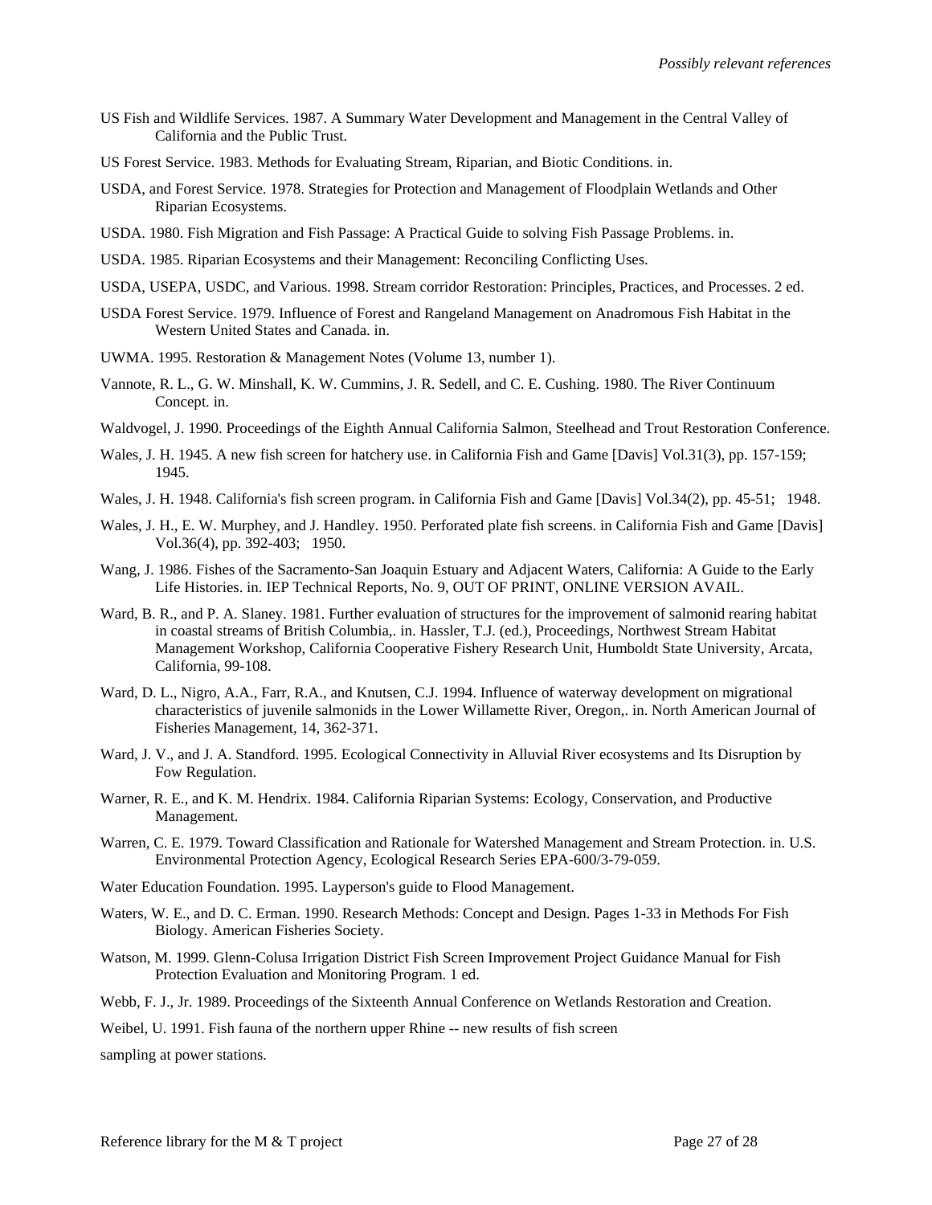US Fish and Wildlife Services. 1987. A Summary Water Development and Management in the Central Valley of California and the Public Trust.

US Forest Service. 1983. Methods for Evaluating Stream, Riparian, and Biotic Conditions. in.

USDA, and Forest Service. 1978. Strategies for Protection and Management of Floodplain Wetlands and Other Riparian Ecosystems.

USDA. 1980. Fish Migration and Fish Passage: A Practical Guide to solving Fish Passage Problems. in.

USDA. 1985. Riparian Ecosystems and their Management: Reconciling Conflicting Uses.

USDA, USEPA, USDC, and Various. 1998. Stream corridor Restoration: Principles, Practices, and Processes. 2 ed.

USDA Forest Service. 1979. Influence of Forest and Rangeland Management on Anadromous Fish Habitat in the Western United States and Canada. in.

UWMA. 1995. Restoration & Management Notes (Volume 13, number 1).

Vannote, R. L., G. W. Minshall, K. W. Cummins, J. R. Sedell, and C. E. Cushing. 1980. The River Continuum Concept. in.

Waldvogel, J. 1990. Proceedings of the Eighth Annual California Salmon, Steelhead and Trout Restoration Conference.

Wales, J. H. 1945. A new fish screen for hatchery use. in California Fish and Game [Davis] Vol.31(3), pp. 157-159; 1945.

Wales, J. H. 1948. California's fish screen program. in California Fish and Game [Davis] Vol.34(2), pp. 45-51; 1948.

Wales, J. H., E. W. Murphey, and J. Handley. 1950. Perforated plate fish screens. in California Fish and Game [Davis] Vol.36(4), pp. 392-403; 1950.

Wang, J. 1986. Fishes of the Sacramento-San Joaquin Estuary and Adjacent Waters, California: A Guide to the Early Life Histories. in. IEP Technical Reports, No. 9, OUT OF PRINT, ONLINE VERSION AVAIL.

Ward, B. R., and P. A. Slaney. 1981. Further evaluation of structures for the improvement of salmonid rearing habitat in coastal streams of British Columbia,. in. Hassler, T.J. (ed.), Proceedings, Northwest Stream Habitat Management Workshop, California Cooperative Fishery Research Unit, Humboldt State University, Arcata, California, 99-108.

Ward, D. L., Nigro, A.A., Farr, R.A., and Knutsen, C.J. 1994. Influence of waterway development on migrational characteristics of juvenile salmonids in the Lower Willamette River, Oregon,. in. North American Journal of Fisheries Management, 14, 362-371.

Ward, J. V., and J. A. Standford. 1995. Ecological Connectivity in Alluvial River ecosystems and Its Disruption by Fow Regulation.

Warner, R. E., and K. M. Hendrix. 1984. California Riparian Systems: Ecology, Conservation, and Productive Management.

Warren, C. E. 1979. Toward Classification and Rationale for Watershed Management and Stream Protection. in. U.S. Environmental Protection Agency, Ecological Research Series EPA-600/3-79-059.

Water Education Foundation. 1995. Layperson's guide to Flood Management.

Waters, W. E., and D. C. Erman. 1990. Research Methods: Concept and Design. Pages 1-33 in Methods For Fish Biology. American Fisheries Society.

Watson, M. 1999. Glenn-Colusa Irrigation District Fish Screen Improvement Project Guidance Manual for Fish Protection Evaluation and Monitoring Program. 1 ed.

Webb, F. J., Jr. 1989. Proceedings of the Sixteenth Annual Conference on Wetlands Restoration and Creation.

Weibel, U. 1991. Fish fauna of the northern upper Rhine -- new results of fish screen

sampling at power stations.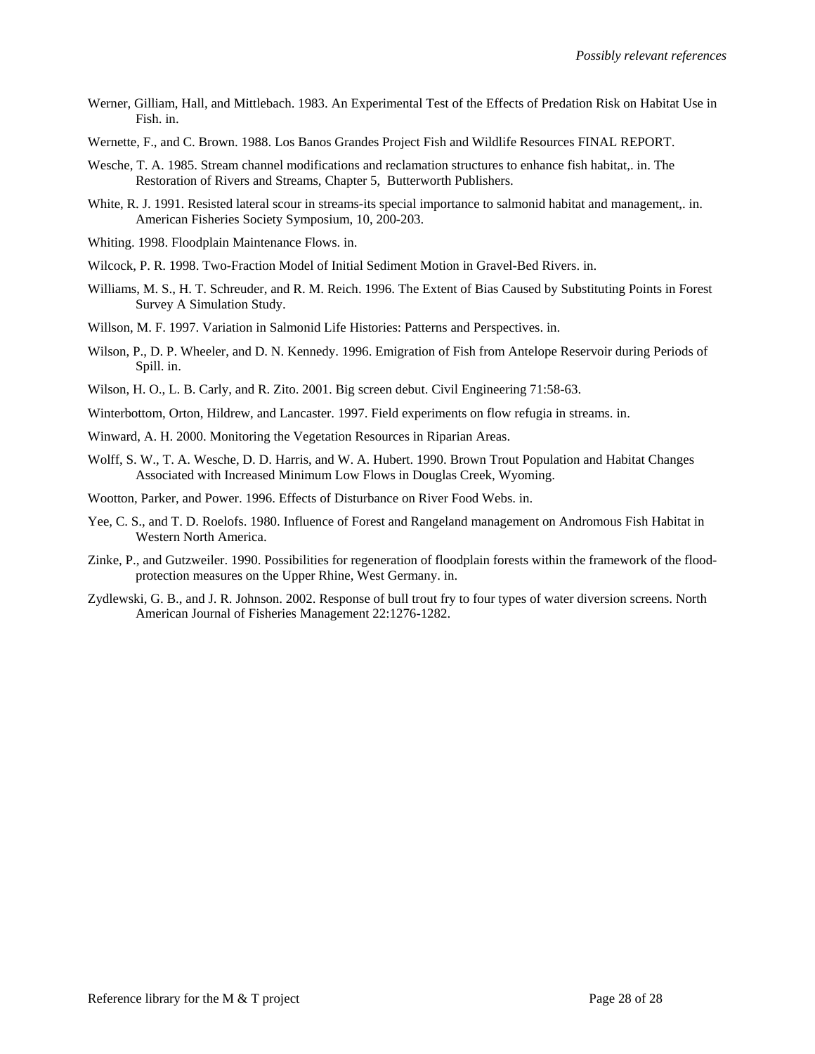Werner, Gilliam, Hall, and Mittlebach. 1983. An Experimental Test of the Effects of Predation Risk on Habitat Use in Fish. in.

Wernette, F., and C. Brown. 1988. Los Banos Grandes Project Fish and Wildlife Resources FINAL REPORT.

Wesche, T. A. 1985. Stream channel modifications and reclamation structures to enhance fish habitat,. in. The Restoration of Rivers and Streams, Chapter 5, Butterworth Publishers.

White, R. J. 1991. Resisted lateral scour in streams-its special importance to salmonid habitat and management,. in. American Fisheries Society Symposium, 10, 200-203.

Whiting. 1998. Floodplain Maintenance Flows. in.

Wilcock, P. R. 1998. Two-Fraction Model of Initial Sediment Motion in Gravel-Bed Rivers. in.

Williams, M. S., H. T. Schreuder, and R. M. Reich. 1996. The Extent of Bias Caused by Substituting Points in Forest Survey A Simulation Study.

Willson, M. F. 1997. Variation in Salmonid Life Histories: Patterns and Perspectives. in.

Wilson, P., D. P. Wheeler, and D. N. Kennedy. 1996. Emigration of Fish from Antelope Reservoir during Periods of Spill. in.

Wilson, H. O., L. B. Carly, and R. Zito. 2001. Big screen debut. Civil Engineering 71:58-63.

Winterbottom, Orton, Hildrew, and Lancaster. 1997. Field experiments on flow refugia in streams. in.

Winward, A. H. 2000. Monitoring the Vegetation Resources in Riparian Areas.

Wolff, S. W., T. A. Wesche, D. D. Harris, and W. A. Hubert. 1990. Brown Trout Population and Habitat Changes Associated with Increased Minimum Low Flows in Douglas Creek, Wyoming.

Wootton, Parker, and Power. 1996. Effects of Disturbance on River Food Webs. in.

Yee, C. S., and T. D. Roelofs. 1980. Influence of Forest and Rangeland management on Andromous Fish Habitat in Western North America.

Zinke, P., and Gutzweiler. 1990. Possibilities for regeneration of floodplain forests within the framework of the flood-protection measures on the Upper Rhine, West Germany. in.

Zydlewski, G. B., and J. R. Johnson. 2002. Response of bull trout fry to four types of water diversion screens. North American Journal of Fisheries Management 22:1276-1282.